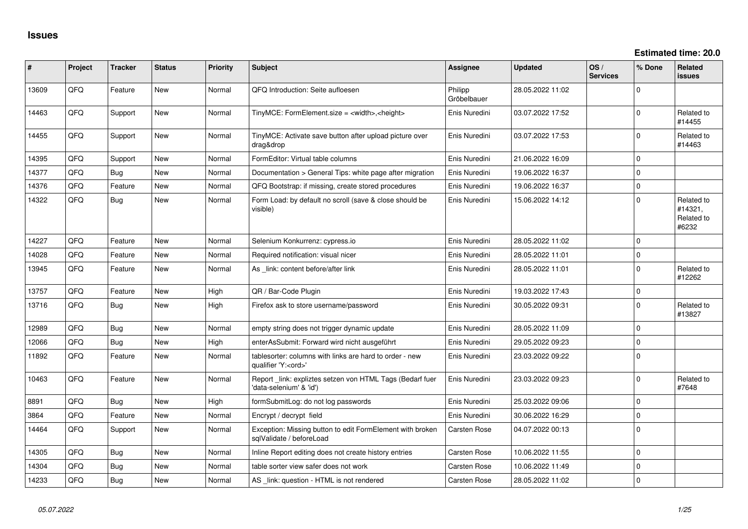# Issues

**Estimated time: 20.0**

| # | Project | Tracker | Status | Priority | Subject | Assignee | Updated | OS / Services | % Done | Related issues |
|---|---|---|---|---|---|---|---|---|---|---|
| 13609 | QFQ | Feature | New | Normal | QFQ Introduction: Seite aufloesen | Philipp Gröbelbauer | 28.05.2022 11:02 | | 0 | |
| 14463 | QFQ | Support | New | Normal | TinyMCE: FormElement.size = <width>,<height> | Enis Nuredini | 03.07.2022 17:52 | | 0 | Related to #14455 |
| 14455 | QFQ | Support | New | Normal | TinyMCE: Activate save button after upload picture over drag&drop | Enis Nuredini | 03.07.2022 17:53 | | 0 | Related to #14463 |
| 14395 | QFQ | Support | New | Normal | FormEditor: Virtual table columns | Enis Nuredini | 21.06.2022 16:09 | | 0 | |
| 14377 | QFQ | Bug | New | Normal | Documentation > General Tips: white page after migration | Enis Nuredini | 19.06.2022 16:37 | | 0 | |
| 14376 | QFQ | Feature | New | Normal | QFQ Bootstrap: if missing, create stored procedures | Enis Nuredini | 19.06.2022 16:37 | | 0 | |
| 14322 | QFQ | Bug | New | Normal | Form Load: by default no scroll (save & close should be visible) | Enis Nuredini | 15.06.2022 14:12 | | 0 | Related to #14321, Related to #6232 |
| 14227 | QFQ | Feature | New | Normal | Selenium Konkurrenz: cypress.io | Enis Nuredini | 28.05.2022 11:02 | | 0 | |
| 14028 | QFQ | Feature | New | Normal | Required notification: visual nicer | Enis Nuredini | 28.05.2022 11:01 | | 0 | |
| 13945 | QFQ | Feature | New | Normal | As _link: content before/after link | Enis Nuredini | 28.05.2022 11:01 | | 0 | Related to #12262 |
| 13757 | QFQ | Feature | New | High | QR / Bar-Code Plugin | Enis Nuredini | 19.03.2022 17:43 | | 0 | |
| 13716 | QFQ | Bug | New | High | Firefox ask to store username/password | Enis Nuredini | 30.05.2022 09:31 | | 0 | Related to #13827 |
| 12989 | QFQ | Bug | New | Normal | empty string does not trigger dynamic update | Enis Nuredini | 28.05.2022 11:09 | | 0 | |
| 12066 | QFQ | Bug | New | High | enterAsSubmit: Forward wird nicht ausgeführt | Enis Nuredini | 29.05.2022 09:23 | | 0 | |
| 11892 | QFQ | Feature | New | Normal | tablesorter: columns with links are hard to order - new qualifier 'Y:<ord>' | Enis Nuredini | 23.03.2022 09:22 | | 0 | |
| 10463 | QFQ | Feature | New | Normal | Report _link: expliztes setzen von HTML Tags (Bedarf fuer 'data-selenium' & 'id') | Enis Nuredini | 23.03.2022 09:23 | | 0 | Related to #7648 |
| 8891 | QFQ | Bug | New | High | formSubmitLog: do not log passwords | Enis Nuredini | 25.03.2022 09:06 | | 0 | |
| 3864 | QFQ | Feature | New | Normal | Encrypt / decrypt field | Enis Nuredini | 30.06.2022 16:29 | | 0 | |
| 14464 | QFQ | Support | New | Normal | Exception: Missing button to edit FormElement with broken sqlValidate / beforeLoad | Carsten Rose | 04.07.2022 00:13 | | 0 | |
| 14305 | QFQ | Bug | New | Normal | Inline Report editing does not create history entries | Carsten Rose | 10.06.2022 11:55 | | 0 | |
| 14304 | QFQ | Bug | New | Normal | table sorter view safer does not work | Carsten Rose | 10.06.2022 11:49 | | 0 | |
| 14233 | QFQ | Bug | New | Normal | AS _link: question - HTML is not rendered | Carsten Rose | 28.05.2022 11:02 | | 0 | |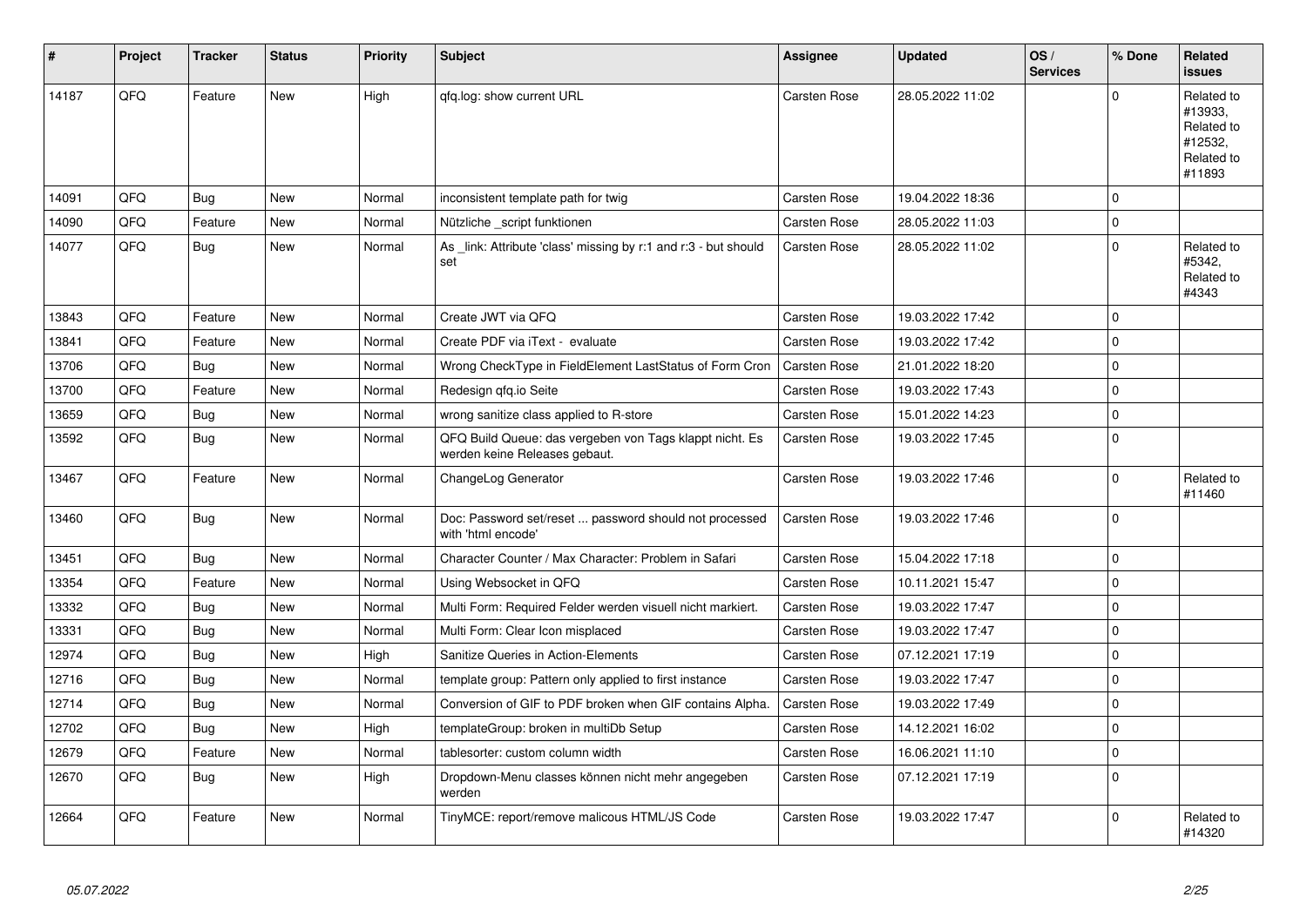| # | Project | Tracker | Status | Priority | Subject | Assignee | Updated | OS / Services | % Done | Related issues |
|---|---|---|---|---|---|---|---|---|---|---|
| 14187 | QFQ | Feature | New | High | qfq.log: show current URL | Carsten Rose | 28.05.2022 11:02 | | 0 | Related to #13933, Related to #12532, Related to #11893 |
| 14091 | QFQ | Bug | New | Normal | inconsistent template path for twig | Carsten Rose | 19.04.2022 18:36 | | 0 | |
| 14090 | QFQ | Feature | New | Normal | Nützliche _script funktionen | Carsten Rose | 28.05.2022 11:03 | | 0 | |
| 14077 | QFQ | Bug | New | Normal | As _link: Attribute 'class' missing by r:1 and r:3 - but should set | Carsten Rose | 28.05.2022 11:02 | | 0 | Related to #5342, Related to #4343 |
| 13843 | QFQ | Feature | New | Normal | Create JWT via QFQ | Carsten Rose | 19.03.2022 17:42 | | 0 | |
| 13841 | QFQ | Feature | New | Normal | Create PDF via iText - evaluate | Carsten Rose | 19.03.2022 17:42 | | 0 | |
| 13706 | QFQ | Bug | New | Normal | Wrong CheckType in FieldElement LastStatus of Form Cron | Carsten Rose | 21.01.2022 18:20 | | 0 | |
| 13700 | QFQ | Feature | New | Normal | Redesign qfq.io Seite | Carsten Rose | 19.03.2022 17:43 | | 0 | |
| 13659 | QFQ | Bug | New | Normal | wrong sanitize class applied to R-store | Carsten Rose | 15.01.2022 14:23 | | 0 | |
| 13592 | QFQ | Bug | New | Normal | QFQ Build Queue: das vergeben von Tags klappt nicht. Es werden keine Releases gebaut. | Carsten Rose | 19.03.2022 17:45 | | 0 | |
| 13467 | QFQ | Feature | New | Normal | ChangeLog Generator | Carsten Rose | 19.03.2022 17:46 | | 0 | Related to #11460 |
| 13460 | QFQ | Bug | New | Normal | Doc: Password set/reset ... password should not processed with 'html encode' | Carsten Rose | 19.03.2022 17:46 | | 0 | |
| 13451 | QFQ | Bug | New | Normal | Character Counter / Max Character: Problem in Safari | Carsten Rose | 15.04.2022 17:18 | | 0 | |
| 13354 | QFQ | Feature | New | Normal | Using Websocket in QFQ | Carsten Rose | 10.11.2021 15:47 | | 0 | |
| 13332 | QFQ | Bug | New | Normal | Multi Form: Required Felder werden visuell nicht markiert. | Carsten Rose | 19.03.2022 17:47 | | 0 | |
| 13331 | QFQ | Bug | New | Normal | Multi Form: Clear Icon misplaced | Carsten Rose | 19.03.2022 17:47 | | 0 | |
| 12974 | QFQ | Bug | New | High | Sanitize Queries in Action-Elements | Carsten Rose | 07.12.2021 17:19 | | 0 | |
| 12716 | QFQ | Bug | New | Normal | template group: Pattern only applied to first instance | Carsten Rose | 19.03.2022 17:47 | | 0 | |
| 12714 | QFQ | Bug | New | Normal | Conversion of GIF to PDF broken when GIF contains Alpha. | Carsten Rose | 19.03.2022 17:49 | | 0 | |
| 12702 | QFQ | Bug | New | High | templateGroup: broken in multiDb Setup | Carsten Rose | 14.12.2021 16:02 | | 0 | |
| 12679 | QFQ | Feature | New | Normal | tablesorter: custom column width | Carsten Rose | 16.06.2021 11:10 | | 0 | |
| 12670 | QFQ | Bug | New | High | Dropdown-Menu classes können nicht mehr angegeben werden | Carsten Rose | 07.12.2021 17:19 | | 0 | |
| 12664 | QFQ | Feature | New | Normal | TinyMCE: report/remove malicous HTML/JS Code | Carsten Rose | 19.03.2022 17:47 | | 0 | Related to #14320 |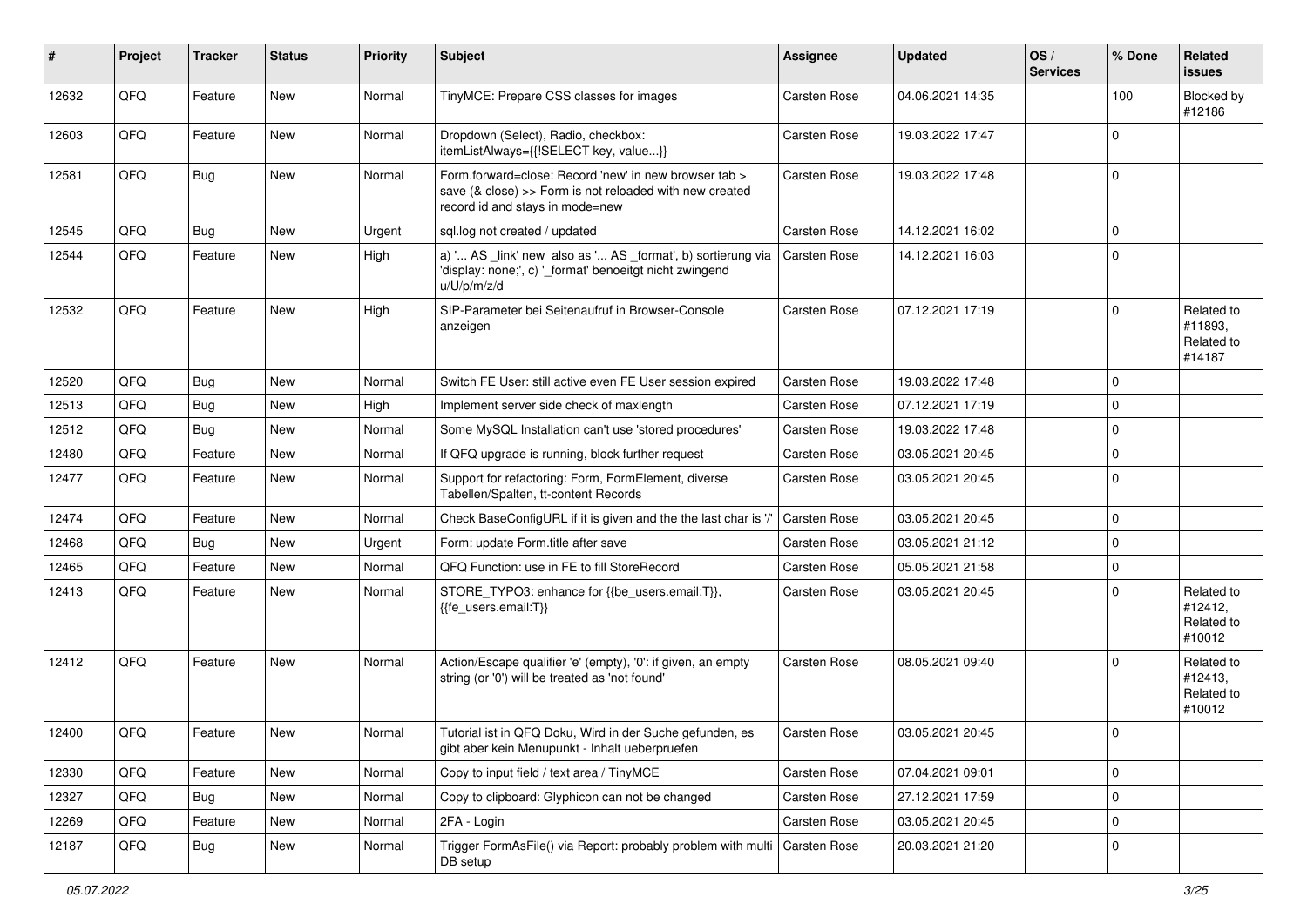| # | Project | Tracker | Status | Priority | Subject | Assignee | Updated | OS / Services | % Done | Related issues |
|---|---|---|---|---|---|---|---|---|---|---|
| 12632 | QFQ | Feature | New | Normal | TinyMCE: Prepare CSS classes for images | Carsten Rose | 04.06.2021 14:35 | | 100 | Blocked by #12186 |
| 12603 | QFQ | Feature | New | Normal | Dropdown (Select), Radio, checkbox: itemListAlways={{!SELECT key, value...}} | Carsten Rose | 19.03.2022 17:47 | | 0 | |
| 12581 | QFQ | Bug | New | Normal | Form.forward=close: Record 'new' in new browser tab > save (& close) >> Form is not reloaded with new created record id and stays in mode=new | Carsten Rose | 19.03.2022 17:48 | | 0 | |
| 12545 | QFQ | Bug | New | Urgent | sql.log not created / updated | Carsten Rose | 14.12.2021 16:02 | | 0 | |
| 12544 | QFQ | Feature | New | High | a) '... AS _link' new also as '... AS _format', b) sortierung via 'display: none;', c) '_format' benoeitgt nicht zwingend u/U/p/m/z/d | Carsten Rose | 14.12.2021 16:03 | | 0 | |
| 12532 | QFQ | Feature | New | High | SIP-Parameter bei Seitenaufruf in Browser-Console anzeigen | Carsten Rose | 07.12.2021 17:19 | | 0 | Related to #11893, Related to #14187 |
| 12520 | QFQ | Bug | New | Normal | Switch FE User: still active even FE User session expired | Carsten Rose | 19.03.2022 17:48 | | 0 | |
| 12513 | QFQ | Bug | New | High | Implement server side check of maxlength | Carsten Rose | 07.12.2021 17:19 | | 0 | |
| 12512 | QFQ | Bug | New | Normal | Some MySQL Installation can't use 'stored procedures' | Carsten Rose | 19.03.2022 17:48 | | 0 | |
| 12480 | QFQ | Feature | New | Normal | If QFQ upgrade is running, block further request | Carsten Rose | 03.05.2021 20:45 | | 0 | |
| 12477 | QFQ | Feature | New | Normal | Support for refactoring: Form, FormElement, diverse Tabellen/Spalten, tt-content Records | Carsten Rose | 03.05.2021 20:45 | | 0 | |
| 12474 | QFQ | Feature | New | Normal | Check BaseConfigURL if it is given and the the last char is '/' | Carsten Rose | 03.05.2021 20:45 | | 0 | |
| 12468 | QFQ | Bug | New | Urgent | Form: update Form.title after save | Carsten Rose | 03.05.2021 21:12 | | 0 | |
| 12465 | QFQ | Feature | New | Normal | QFQ Function: use in FE to fill StoreRecord | Carsten Rose | 05.05.2021 21:58 | | 0 | |
| 12413 | QFQ | Feature | New | Normal | STORE_TYPO3: enhance for {{be_users.email:T}}, {{fe_users.email:T}} | Carsten Rose | 03.05.2021 20:45 | | 0 | Related to #12412, Related to #10012 |
| 12412 | QFQ | Feature | New | Normal | Action/Escape qualifier 'e' (empty), '0': if given, an empty string (or '0') will be treated as 'not found' | Carsten Rose | 08.05.2021 09:40 | | 0 | Related to #12413, Related to #10012 |
| 12400 | QFQ | Feature | New | Normal | Tutorial ist in QFQ Doku, Wird in der Suche gefunden, es gibt aber kein Menupunkt - Inhalt ueberpruefen | Carsten Rose | 03.05.2021 20:45 | | 0 | |
| 12330 | QFQ | Feature | New | Normal | Copy to input field / text area / TinyMCE | Carsten Rose | 07.04.2021 09:01 | | 0 | |
| 12327 | QFQ | Bug | New | Normal | Copy to clipboard: Glyphicon can not be changed | Carsten Rose | 27.12.2021 17:59 | | 0 | |
| 12269 | QFQ | Feature | New | Normal | 2FA - Login | Carsten Rose | 03.05.2021 20:45 | | 0 | |
| 12187 | QFQ | Bug | New | Normal | Trigger FormAsFile() via Report: probably problem with multi DB setup | Carsten Rose | 20.03.2021 21:20 | | 0 | |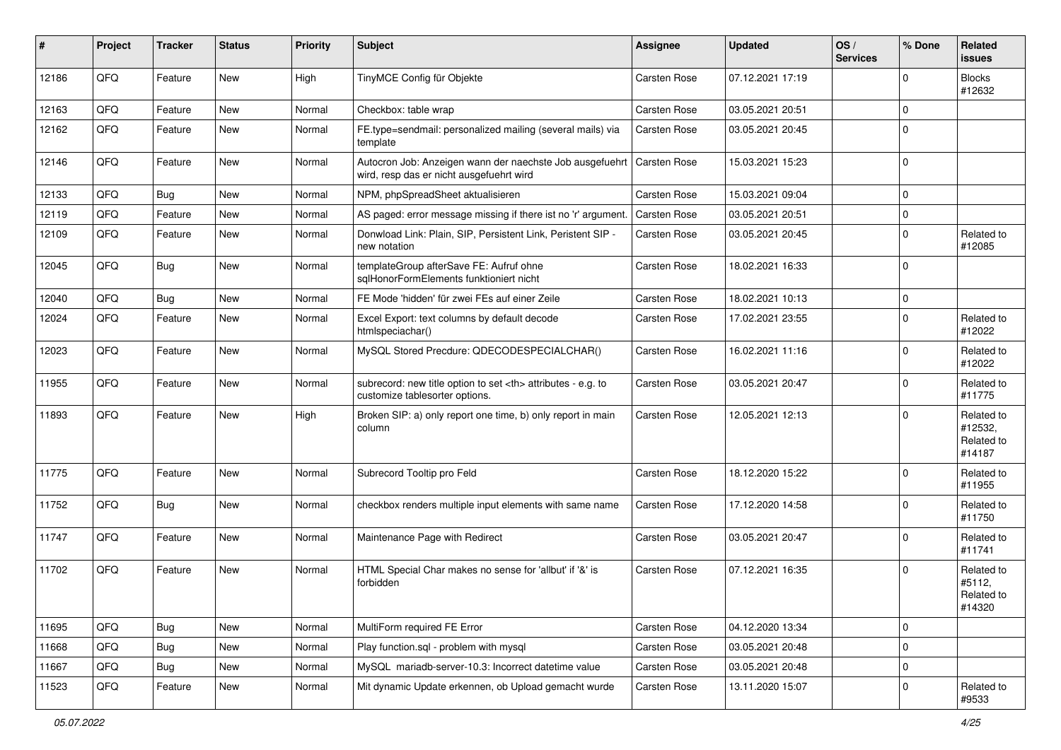| # | Project | Tracker | Status | Priority | Subject | Assignee | Updated | OS / Services | % Done | Related issues |
| --- | --- | --- | --- | --- | --- | --- | --- | --- | --- | --- |
| 12186 | QFQ | Feature | New | High | TinyMCE Config für Objekte | Carsten Rose | 07.12.2021 17:19 | | 0 | Blocks #12632 |
| 12163 | QFQ | Feature | New | Normal | Checkbox: table wrap | Carsten Rose | 03.05.2021 20:51 | | 0 | |
| 12162 | QFQ | Feature | New | Normal | FE.type=sendmail: personalized mailing (several mails) via template | Carsten Rose | 03.05.2021 20:45 | | 0 | |
| 12146 | QFQ | Feature | New | Normal | Autocron Job: Anzeigen wann der naechste Job ausgefuehrt wird, resp das er nicht ausgefuehrt wird | Carsten Rose | 15.03.2021 15:23 | | 0 | |
| 12133 | QFQ | Bug | New | Normal | NPM, phpSpreadSheet aktualisieren | Carsten Rose | 15.03.2021 09:04 | | 0 | |
| 12119 | QFQ | Feature | New | Normal | AS paged: error message missing if there ist no 'r' argument. | Carsten Rose | 03.05.2021 20:51 | | 0 | |
| 12109 | QFQ | Feature | New | Normal | Donwload Link: Plain, SIP, Persistent Link, Peristent SIP - new notation | Carsten Rose | 03.05.2021 20:45 | | 0 | Related to #12085 |
| 12045 | QFQ | Bug | New | Normal | templateGroup afterSave FE: Aufruf ohne sqlHonorFormElements funktioniert nicht | Carsten Rose | 18.02.2021 16:33 | | 0 | |
| 12040 | QFQ | Bug | New | Normal | FE Mode 'hidden' für zwei FEs auf einer Zeile | Carsten Rose | 18.02.2021 10:13 | | 0 | |
| 12024 | QFQ | Feature | New | Normal | Excel Export: text columns by default decode htmlspeciachar() | Carsten Rose | 17.02.2021 23:55 | | 0 | Related to #12022 |
| 12023 | QFQ | Feature | New | Normal | MySQL Stored Precdure: QDECODESPECIALCHAR() | Carsten Rose | 16.02.2021 11:16 | | 0 | Related to #12022 |
| 11955 | QFQ | Feature | New | Normal | subrecord: new title option to set <th> attributes - e.g. to customize tablesorter options. | Carsten Rose | 03.05.2021 20:47 | | 0 | Related to #11775 |
| 11893 | QFQ | Feature | New | High | Broken SIP: a) only report one time, b) only report in main column | Carsten Rose | 12.05.2021 12:13 | | 0 | Related to #12532, Related to #14187 |
| 11775 | QFQ | Feature | New | Normal | Subrecord Tooltip pro Feld | Carsten Rose | 18.12.2020 15:22 | | 0 | Related to #11955 |
| 11752 | QFQ | Bug | New | Normal | checkbox renders multiple input elements with same name | Carsten Rose | 17.12.2020 14:58 | | 0 | Related to #11750 |
| 11747 | QFQ | Feature | New | Normal | Maintenance Page with Redirect | Carsten Rose | 03.05.2021 20:47 | | 0 | Related to #11741 |
| 11702 | QFQ | Feature | New | Normal | HTML Special Char makes no sense for 'allbut' if '&' is forbidden | Carsten Rose | 07.12.2021 16:35 | | 0 | Related to #5112, Related to #14320 |
| 11695 | QFQ | Bug | New | Normal | MultiForm required FE Error | Carsten Rose | 04.12.2020 13:34 | | 0 | |
| 11668 | QFQ | Bug | New | Normal | Play function.sql - problem with mysql | Carsten Rose | 03.05.2021 20:48 | | 0 | |
| 11667 | QFQ | Bug | New | Normal | MySQL mariadb-server-10.3: Incorrect datetime value | Carsten Rose | 03.05.2021 20:48 | | 0 | |
| 11523 | QFQ | Feature | New | Normal | Mit dynamic Update erkennen, ob Upload gemacht wurde | Carsten Rose | 13.11.2020 15:07 | | 0 | Related to #9533 |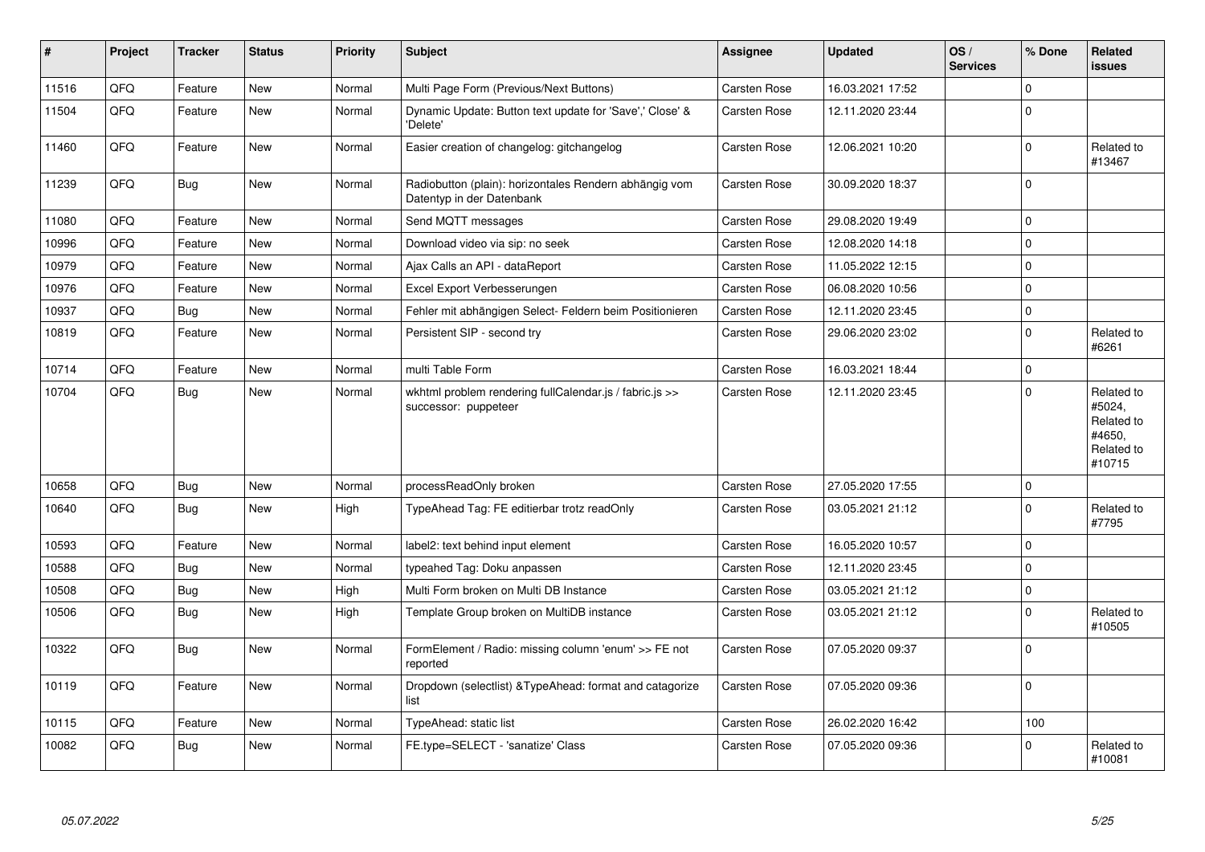| # | Project | Tracker | Status | Priority | Subject | Assignee | Updated | OS / Services | % Done | Related issues |
|---|---|---|---|---|---|---|---|---|---|---|
| 11516 | QFQ | Feature | New | Normal | Multi Page Form (Previous/Next Buttons) | Carsten Rose | 16.03.2021 17:52 | | 0 | |
| 11504 | QFQ | Feature | New | Normal | Dynamic Update: Button text update for 'Save',' Close' & 'Delete' | Carsten Rose | 12.11.2020 23:44 | | 0 | |
| 11460 | QFQ | Feature | New | Normal | Easier creation of changelog: gitchangelog | Carsten Rose | 12.06.2021 10:20 | | 0 | Related to #13467 |
| 11239 | QFQ | Bug | New | Normal | Radiobutton (plain): horizontales Rendern abhängig vom Datentyp in der Datenbank | Carsten Rose | 30.09.2020 18:37 | | 0 | |
| 11080 | QFQ | Feature | New | Normal | Send MQTT messages | Carsten Rose | 29.08.2020 19:49 | | 0 | |
| 10996 | QFQ | Feature | New | Normal | Download video via sip: no seek | Carsten Rose | 12.08.2020 14:18 | | 0 | |
| 10979 | QFQ | Feature | New | Normal | Ajax Calls an API - dataReport | Carsten Rose | 11.05.2022 12:15 | | 0 | |
| 10976 | QFQ | Feature | New | Normal | Excel Export Verbesserungen | Carsten Rose | 06.08.2020 10:56 | | 0 | |
| 10937 | QFQ | Bug | New | Normal | Fehler mit abhängigen Select- Feldern beim Positionieren | Carsten Rose | 12.11.2020 23:45 | | 0 | |
| 10819 | QFQ | Feature | New | Normal | Persistent SIP - second try | Carsten Rose | 29.06.2020 23:02 | | 0 | Related to #6261 |
| 10714 | QFQ | Feature | New | Normal | multi Table Form | Carsten Rose | 16.03.2021 18:44 | | 0 | |
| 10704 | QFQ | Bug | New | Normal | wkhtml problem rendering fullCalendar.js / fabric.js >> successor: puppeteer | Carsten Rose | 12.11.2020 23:45 | | 0 | Related to #5024, Related to #4650, Related to #10715 |
| 10658 | QFQ | Bug | New | Normal | processReadOnly broken | Carsten Rose | 27.05.2020 17:55 | | 0 | |
| 10640 | QFQ | Bug | New | High | TypeAhead Tag: FE editierbar trotz readOnly | Carsten Rose | 03.05.2021 21:12 | | 0 | Related to #7795 |
| 10593 | QFQ | Feature | New | Normal | label2: text behind input element | Carsten Rose | 16.05.2020 10:57 | | 0 | |
| 10588 | QFQ | Bug | New | Normal | typeahed Tag: Doku anpassen | Carsten Rose | 12.11.2020 23:45 | | 0 | |
| 10508 | QFQ | Bug | New | High | Multi Form broken on Multi DB Instance | Carsten Rose | 03.05.2021 21:12 | | 0 | |
| 10506 | QFQ | Bug | New | High | Template Group broken on MultiDB instance | Carsten Rose | 03.05.2021 21:12 | | 0 | Related to #10505 |
| 10322 | QFQ | Bug | New | Normal | FormElement / Radio: missing column 'enum' >> FE not reported | Carsten Rose | 07.05.2020 09:37 | | 0 | |
| 10119 | QFQ | Feature | New | Normal | Dropdown (selectlist) &TypeAhead: format and catagorize list | Carsten Rose | 07.05.2020 09:36 | | 0 | |
| 10115 | QFQ | Feature | New | Normal | TypeAhead: static list | Carsten Rose | 26.02.2020 16:42 | | 100 | |
| 10082 | QFQ | Bug | New | Normal | FE.type=SELECT - 'sanatize' Class | Carsten Rose | 07.05.2020 09:36 | | 0 | Related to #10081 |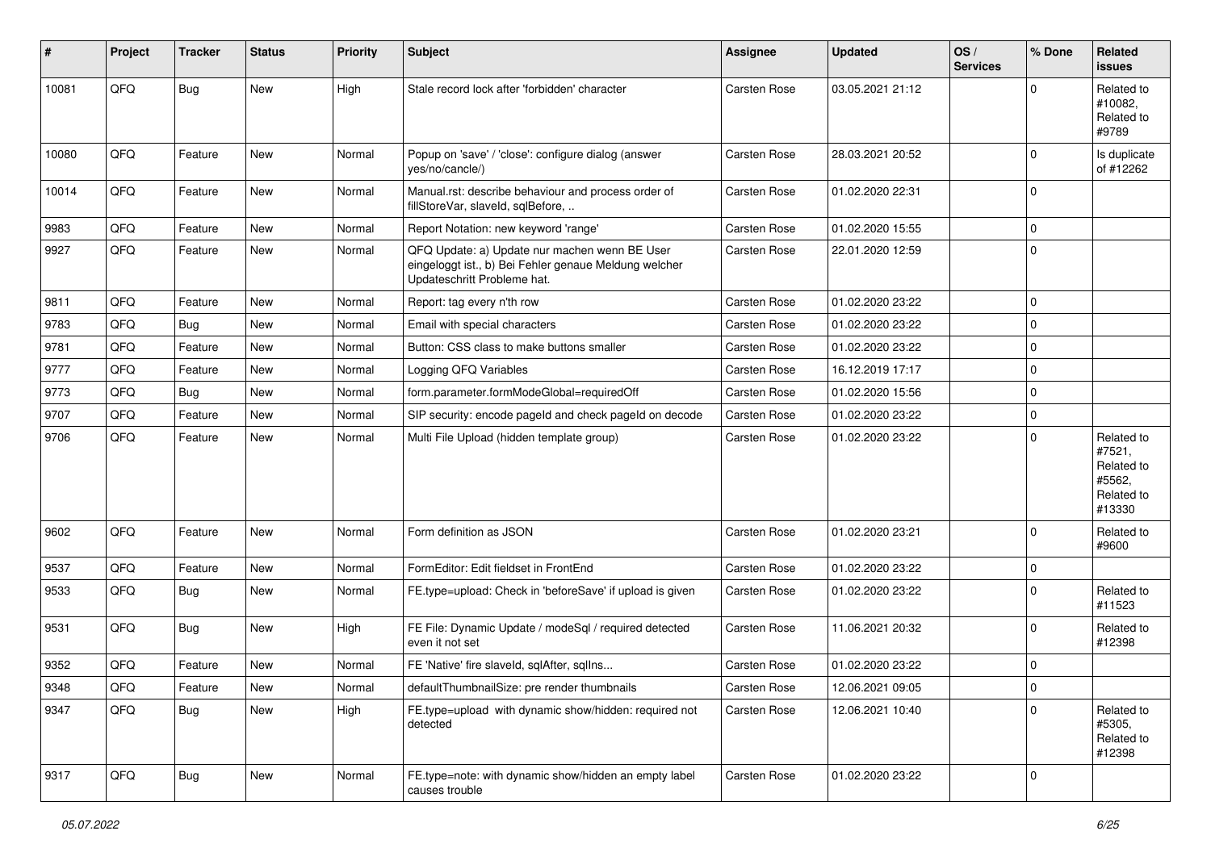| # | Project | Tracker | Status | Priority | Subject | Assignee | Updated | OS / Services | % Done | Related issues |
|---|---|---|---|---|---|---|---|---|---|---|
| 10081 | QFQ | Bug | New | High | Stale record lock after 'forbidden' character | Carsten Rose | 03.05.2021 21:12 | | 0 | Related to #10082, Related to #9789 |
| 10080 | QFQ | Feature | New | Normal | Popup on 'save' / 'close': configure dialog (answer yes/no/cancle/) | Carsten Rose | 28.03.2021 20:52 | | 0 | Is duplicate of #12262 |
| 10014 | QFQ | Feature | New | Normal | Manual.rst: describe behaviour and process order of fillStoreVar, slaveId, sqlBefore, .. | Carsten Rose | 01.02.2020 22:31 | | 0 | |
| 9983 | QFQ | Feature | New | Normal | Report Notation: new keyword 'range' | Carsten Rose | 01.02.2020 15:55 | | 0 | |
| 9927 | QFQ | Feature | New | Normal | QFQ Update: a) Update nur machen wenn BE User eingeloggt ist., b) Bei Fehler genaue Meldung welcher Updateschritt Probleme hat. | Carsten Rose | 22.01.2020 12:59 | | 0 | |
| 9811 | QFQ | Feature | New | Normal | Report: tag every n'th row | Carsten Rose | 01.02.2020 23:22 | | 0 | |
| 9783 | QFQ | Bug | New | Normal | Email with special characters | Carsten Rose | 01.02.2020 23:22 | | 0 | |
| 9781 | QFQ | Feature | New | Normal | Button: CSS class to make buttons smaller | Carsten Rose | 01.02.2020 23:22 | | 0 | |
| 9777 | QFQ | Feature | New | Normal | Logging QFQ Variables | Carsten Rose | 16.12.2019 17:17 | | 0 | |
| 9773 | QFQ | Bug | New | Normal | form.parameter.formModeGlobal=requiredOff | Carsten Rose | 01.02.2020 15:56 | | 0 | |
| 9707 | QFQ | Feature | New | Normal | SIP security: encode pageId and check pageId on decode | Carsten Rose | 01.02.2020 23:22 | | 0 | |
| 9706 | QFQ | Feature | New | Normal | Multi File Upload (hidden template group) | Carsten Rose | 01.02.2020 23:22 | | 0 | Related to #7521, Related to #5562, Related to #13330 |
| 9602 | QFQ | Feature | New | Normal | Form definition as JSON | Carsten Rose | 01.02.2020 23:21 | | 0 | Related to #9600 |
| 9537 | QFQ | Feature | New | Normal | FormEditor: Edit fieldset in FrontEnd | Carsten Rose | 01.02.2020 23:22 | | 0 | |
| 9533 | QFQ | Bug | New | Normal | FE.type=upload: Check in 'beforeSave' if upload is given | Carsten Rose | 01.02.2020 23:22 | | 0 | Related to #11523 |
| 9531 | QFQ | Bug | New | High | FE File: Dynamic Update / modeSql / required detected even it not set | Carsten Rose | 11.06.2021 20:32 | | 0 | Related to #12398 |
| 9352 | QFQ | Feature | New | Normal | FE 'Native' fire slaveId, sqlAfter, sqlIns... | Carsten Rose | 01.02.2020 23:22 | | 0 | |
| 9348 | QFQ | Feature | New | Normal | defaultThumbnailSize: pre render thumbnails | Carsten Rose | 12.06.2021 09:05 | | 0 | |
| 9347 | QFQ | Bug | New | High | FE.type=upload with dynamic show/hidden: required not detected | Carsten Rose | 12.06.2021 10:40 | | 0 | Related to #5305, Related to #12398 |
| 9317 | QFQ | Bug | New | Normal | FE.type=note: with dynamic show/hidden an empty label causes trouble | Carsten Rose | 01.02.2020 23:22 | | 0 | |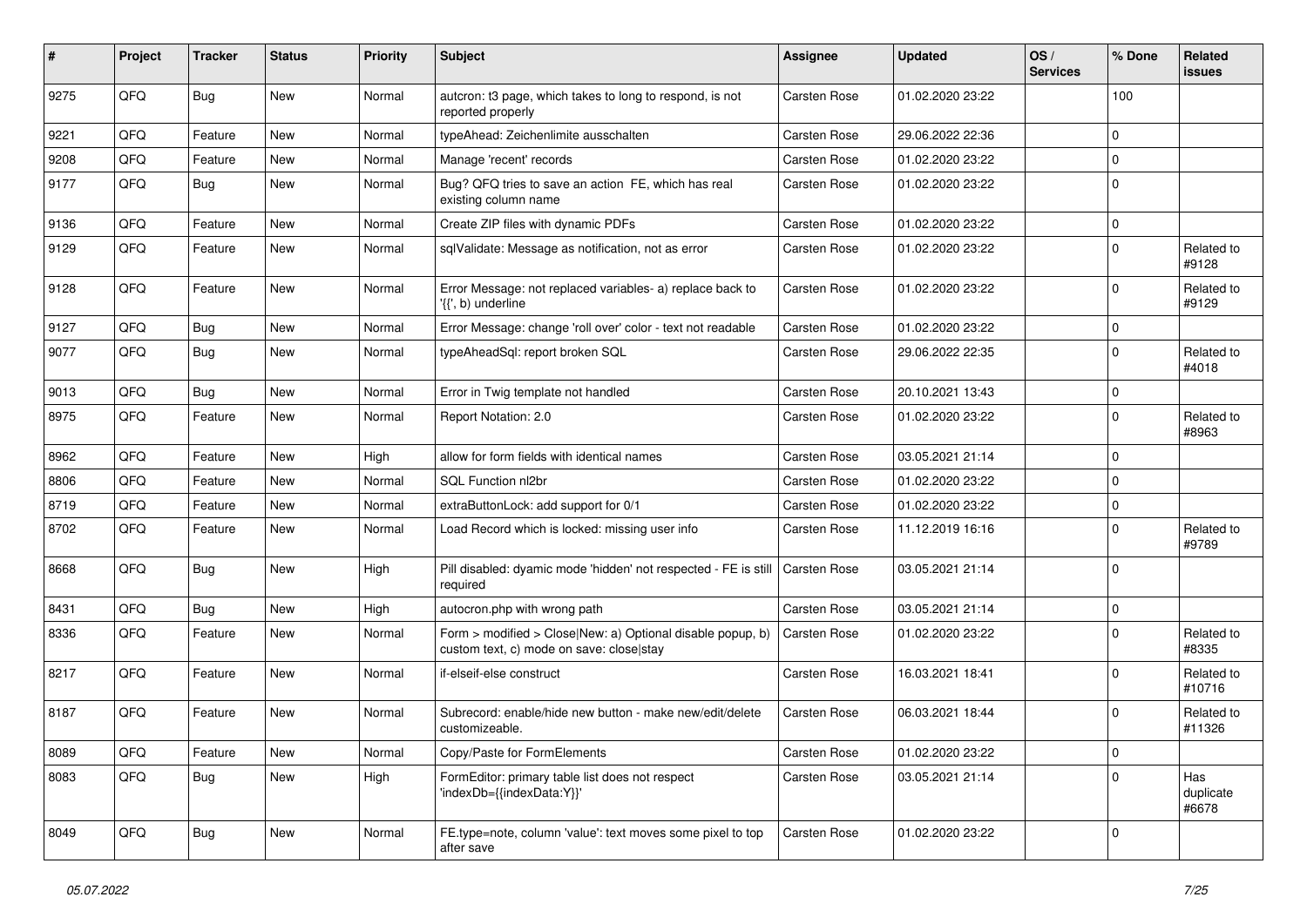| # | Project | Tracker | Status | Priority | Subject | Assignee | Updated | OS / Services | % Done | Related issues |
|---|---|---|---|---|---|---|---|---|---|---|
| 9275 | QFQ | Bug | New | Normal | autcron: t3 page, which takes to long to respond, is not reported properly | Carsten Rose | 01.02.2020 23:22 | | 100 | |
| 9221 | QFQ | Feature | New | Normal | typeAhead: Zeichenlimite ausschalten | Carsten Rose | 29.06.2022 22:36 | | 0 | |
| 9208 | QFQ | Feature | New | Normal | Manage 'recent' records | Carsten Rose | 01.02.2020 23:22 | | 0 | |
| 9177 | QFQ | Bug | New | Normal | Bug? QFQ tries to save an action FE, which has real existing column name | Carsten Rose | 01.02.2020 23:22 | | 0 | |
| 9136 | QFQ | Feature | New | Normal | Create ZIP files with dynamic PDFs | Carsten Rose | 01.02.2020 23:22 | | 0 | |
| 9129 | QFQ | Feature | New | Normal | sqlValidate: Message as notification, not as error | Carsten Rose | 01.02.2020 23:22 | | 0 | Related to #9128 |
| 9128 | QFQ | Feature | New | Normal | Error Message: not replaced variables- a) replace back to '{{', b) underline | Carsten Rose | 01.02.2020 23:22 | | 0 | Related to #9129 |
| 9127 | QFQ | Bug | New | Normal | Error Message: change 'roll over' color - text not readable | Carsten Rose | 01.02.2020 23:22 | | 0 | |
| 9077 | QFQ | Bug | New | Normal | typeAheadSql: report broken SQL | Carsten Rose | 29.06.2022 22:35 | | 0 | Related to #4018 |
| 9013 | QFQ | Bug | New | Normal | Error in Twig template not handled | Carsten Rose | 20.10.2021 13:43 | | 0 | |
| 8975 | QFQ | Feature | New | Normal | Report Notation: 2.0 | Carsten Rose | 01.02.2020 23:22 | | 0 | Related to #8963 |
| 8962 | QFQ | Feature | New | High | allow for form fields with identical names | Carsten Rose | 03.05.2021 21:14 | | 0 | |
| 8806 | QFQ | Feature | New | Normal | SQL Function nl2br | Carsten Rose | 01.02.2020 23:22 | | 0 | |
| 8719 | QFQ | Feature | New | Normal | extraButtonLock: add support for 0/1 | Carsten Rose | 01.02.2020 23:22 | | 0 | |
| 8702 | QFQ | Feature | New | Normal | Load Record which is locked: missing user info | Carsten Rose | 11.12.2019 16:16 | | 0 | Related to #9789 |
| 8668 | QFQ | Bug | New | High | Pill disabled: dyamic mode 'hidden' not respected - FE is still required | Carsten Rose | 03.05.2021 21:14 | | 0 | |
| 8431 | QFQ | Bug | New | High | autocron.php with wrong path | Carsten Rose | 03.05.2021 21:14 | | 0 | |
| 8336 | QFQ | Feature | New | Normal | Form > modified > Close\|New: a) Optional disable popup, b) custom text, c) mode on save: close\|stay | Carsten Rose | 01.02.2020 23:22 | | 0 | Related to #8335 |
| 8217 | QFQ | Feature | New | Normal | if-elseif-else construct | Carsten Rose | 16.03.2021 18:41 | | 0 | Related to #10716 |
| 8187 | QFQ | Feature | New | Normal | Subrecord: enable/hide new button - make new/edit/delete customizeable. | Carsten Rose | 06.03.2021 18:44 | | 0 | Related to #11326 |
| 8089 | QFQ | Feature | New | Normal | Copy/Paste for FormElements | Carsten Rose | 01.02.2020 23:22 | | 0 | |
| 8083 | QFQ | Bug | New | High | FormEditor: primary table list does not respect 'indexDb={{indexData:Y}}' | Carsten Rose | 03.05.2021 21:14 | | 0 | Has duplicate #6678 |
| 8049 | QFQ | Bug | New | Normal | FE.type=note, column 'value': text moves some pixel to top after save | Carsten Rose | 01.02.2020 23:22 | | 0 | |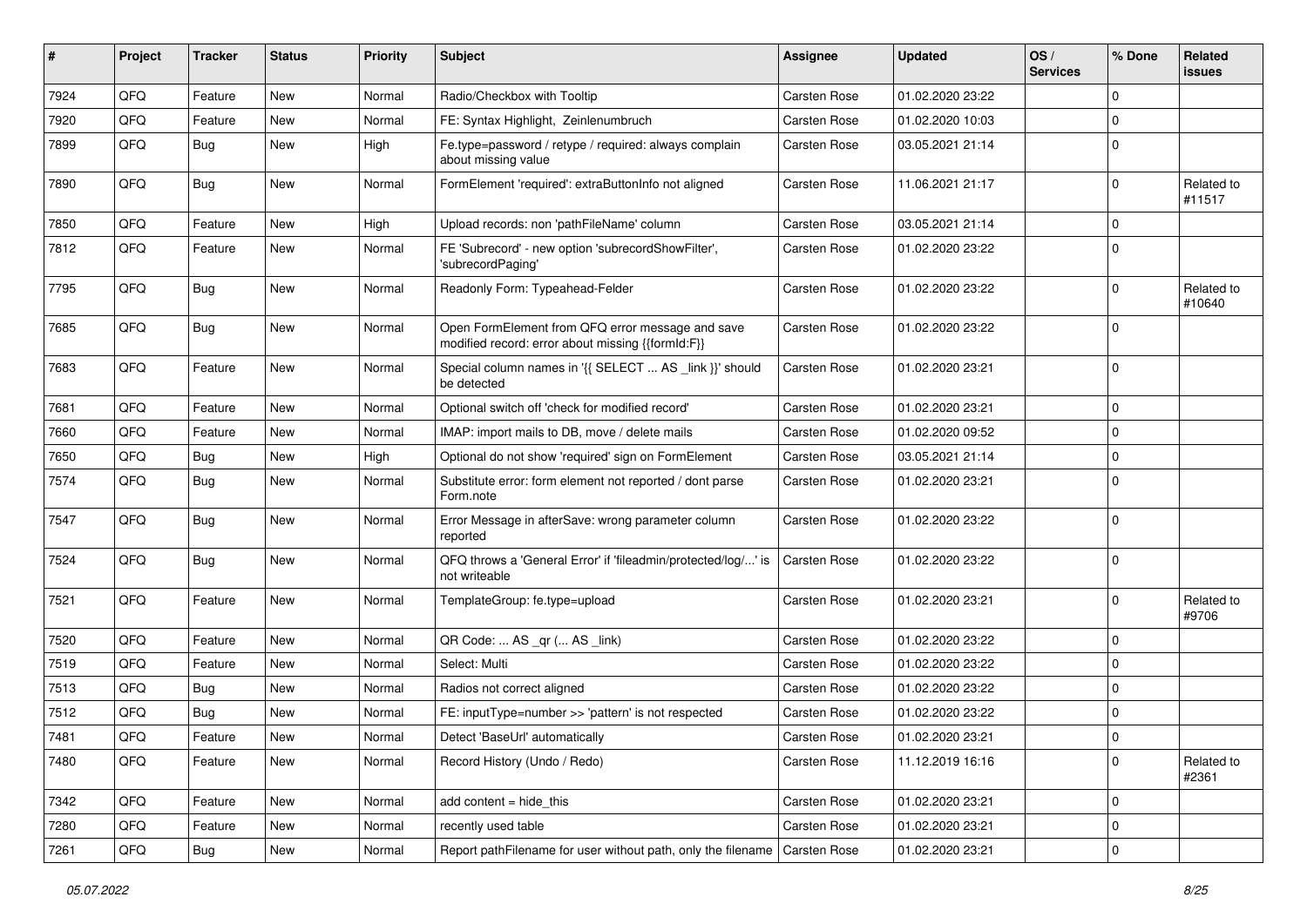| # | Project | Tracker | Status | Priority | Subject | Assignee | Updated | OS / Services | % Done | Related issues |
|---|---|---|---|---|---|---|---|---|---|---|
| 7924 | QFQ | Feature | New | Normal | Radio/Checkbox with Tooltip | Carsten Rose | 01.02.2020 23:22 | | 0 | |
| 7920 | QFQ | Feature | New | Normal | FE: Syntax Highlight, Zeinlenumbruch | Carsten Rose | 01.02.2020 10:03 | | 0 | |
| 7899 | QFQ | Bug | New | High | Fe.type=password / retype / required: always complain about missing value | Carsten Rose | 03.05.2021 21:14 | | 0 | |
| 7890 | QFQ | Bug | New | Normal | FormElement 'required': extraButtonInfo not aligned | Carsten Rose | 11.06.2021 21:17 | | 0 | Related to #11517 |
| 7850 | QFQ | Feature | New | High | Upload records: non 'pathFileName' column | Carsten Rose | 03.05.2021 21:14 | | 0 | |
| 7812 | QFQ | Feature | New | Normal | FE 'Subrecord' - new option 'subrecordShowFilter', 'subrecordPaging' | Carsten Rose | 01.02.2020 23:22 | | 0 | |
| 7795 | QFQ | Bug | New | Normal | Readonly Form: Typeahead-Felder | Carsten Rose | 01.02.2020 23:22 | | 0 | Related to #10640 |
| 7685 | QFQ | Bug | New | Normal | Open FormElement from QFQ error message and save modified record: error about missing {{formId:F}} | Carsten Rose | 01.02.2020 23:22 | | 0 | |
| 7683 | QFQ | Feature | New | Normal | Special column names in '{{ SELECT ... AS _link }}' should be detected | Carsten Rose | 01.02.2020 23:21 | | 0 | |
| 7681 | QFQ | Feature | New | Normal | Optional switch off 'check for modified record' | Carsten Rose | 01.02.2020 23:21 | | 0 | |
| 7660 | QFQ | Feature | New | Normal | IMAP: import mails to DB, move / delete mails | Carsten Rose | 01.02.2020 09:52 | | 0 | |
| 7650 | QFQ | Bug | New | High | Optional do not show 'required' sign on FormElement | Carsten Rose | 03.05.2021 21:14 | | 0 | |
| 7574 | QFQ | Bug | New | Normal | Substitute error: form element not reported / dont parse Form.note | Carsten Rose | 01.02.2020 23:21 | | 0 | |
| 7547 | QFQ | Bug | New | Normal | Error Message in afterSave: wrong parameter column reported | Carsten Rose | 01.02.2020 23:22 | | 0 | |
| 7524 | QFQ | Bug | New | Normal | QFQ throws a 'General Error' if 'fileadmin/protected/log/...' is not writeable | Carsten Rose | 01.02.2020 23:22 | | 0 | |
| 7521 | QFQ | Feature | New | Normal | TemplateGroup: fe.type=upload | Carsten Rose | 01.02.2020 23:21 | | 0 | Related to #9706 |
| 7520 | QFQ | Feature | New | Normal | QR Code: ... AS _qr (... AS _link) | Carsten Rose | 01.02.2020 23:22 | | 0 | |
| 7519 | QFQ | Feature | New | Normal | Select: Multi | Carsten Rose | 01.02.2020 23:22 | | 0 | |
| 7513 | QFQ | Bug | New | Normal | Radios not correct aligned | Carsten Rose | 01.02.2020 23:22 | | 0 | |
| 7512 | QFQ | Bug | New | Normal | FE: inputType=number >> 'pattern' is not respected | Carsten Rose | 01.02.2020 23:22 | | 0 | |
| 7481 | QFQ | Feature | New | Normal | Detect 'BaseUrl' automatically | Carsten Rose | 01.02.2020 23:21 | | 0 | |
| 7480 | QFQ | Feature | New | Normal | Record History (Undo / Redo) | Carsten Rose | 11.12.2019 16:16 | | 0 | Related to #2361 |
| 7342 | QFQ | Feature | New | Normal | add content = hide_this | Carsten Rose | 01.02.2020 23:21 | | 0 | |
| 7280 | QFQ | Feature | New | Normal | recently used table | Carsten Rose | 01.02.2020 23:21 | | 0 | |
| 7261 | QFQ | Bug | New | Normal | Report pathFilename for user without path, only the filename | Carsten Rose | 01.02.2020 23:21 | | 0 | |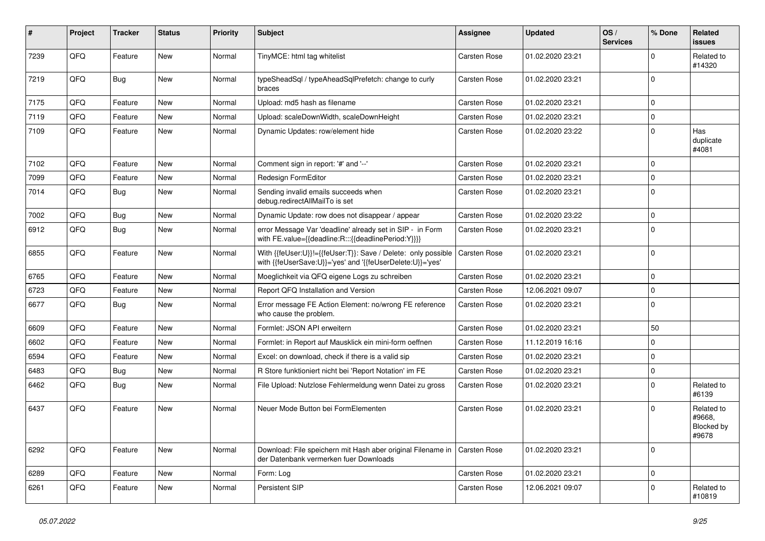| # | Project | Tracker | Status | Priority | Subject | Assignee | Updated | OS / Services | % Done | Related issues |
|---|---|---|---|---|---|---|---|---|---|---|
| 7239 | QFQ | Feature | New | Normal | TinyMCE: html tag whitelist | Carsten Rose | 01.02.2020 23:21 | | 0 | Related to #14320 |
| 7219 | QFQ | Bug | New | Normal | typeSheadSql / typeAheadSqlPrefetch: change to curly braces | Carsten Rose | 01.02.2020 23:21 | | 0 | |
| 7175 | QFQ | Feature | New | Normal | Upload: md5 hash as filename | Carsten Rose | 01.02.2020 23:21 | | 0 | |
| 7119 | QFQ | Feature | New | Normal | Upload: scaleDownWidth, scaleDownHeight | Carsten Rose | 01.02.2020 23:21 | | 0 | |
| 7109 | QFQ | Feature | New | Normal | Dynamic Updates: row/element hide | Carsten Rose | 01.02.2020 23:22 | | 0 | Has duplicate #4081 |
| 7102 | QFQ | Feature | New | Normal | Comment sign in report: '#' and '--' | Carsten Rose | 01.02.2020 23:21 | | 0 | |
| 7099 | QFQ | Feature | New | Normal | Redesign FormEditor | Carsten Rose | 01.02.2020 23:21 | | 0 | |
| 7014 | QFQ | Bug | New | Normal | Sending invalid emails succeeds when debug.redirectAllMailTo is set | Carsten Rose | 01.02.2020 23:21 | | 0 | |
| 7002 | QFQ | Bug | New | Normal | Dynamic Update: row does not disappear / appear | Carsten Rose | 01.02.2020 23:22 | | 0 | |
| 6912 | QFQ | Bug | New | Normal | error Message Var 'deadline' already set in SIP - in Form with FE.value={{deadline:R:::{{deadlinePeriod:Y}}}} | Carsten Rose | 01.02.2020 23:21 | | 0 | |
| 6855 | QFQ | Feature | New | Normal | With {{feUser:U}}!={{feUser:T}}: Save / Delete: only possible with {{feUserSave:U}}='yes' and '{{feUserDelete:U}}='yes' | Carsten Rose | 01.02.2020 23:21 | | 0 | |
| 6765 | QFQ | Feature | New | Normal | Moeglichkeit via QFQ eigene Logs zu schreiben | Carsten Rose | 01.02.2020 23:21 | | 0 | |
| 6723 | QFQ | Feature | New | Normal | Report QFQ Installation and Version | Carsten Rose | 12.06.2021 09:07 | | 0 | |
| 6677 | QFQ | Bug | New | Normal | Error message FE Action Element: no/wrong FE reference who cause the problem. | Carsten Rose | 01.02.2020 23:21 | | 0 | |
| 6609 | QFQ | Feature | New | Normal | Formlet: JSON API erweitern | Carsten Rose | 01.02.2020 23:21 | | 50 | |
| 6602 | QFQ | Feature | New | Normal | Formlet: in Report auf Mausklick ein mini-form oeffnen | Carsten Rose | 11.12.2019 16:16 | | 0 | |
| 6594 | QFQ | Feature | New | Normal | Excel: on download, check if there is a valid sip | Carsten Rose | 01.02.2020 23:21 | | 0 | |
| 6483 | QFQ | Bug | New | Normal | R Store funktioniert nicht bei 'Report Notation' im FE | Carsten Rose | 01.02.2020 23:21 | | 0 | |
| 6462 | QFQ | Bug | New | Normal | File Upload: Nutzlose Fehlermeldung wenn Datei zu gross | Carsten Rose | 01.02.2020 23:21 | | 0 | Related to #6139 |
| 6437 | QFQ | Feature | New | Normal | Neuer Mode Button bei FormElementen | Carsten Rose | 01.02.2020 23:21 | | 0 | Related to #9668, Blocked by #9678 |
| 6292 | QFQ | Feature | New | Normal | Download: File speichern mit Hash aber original Filename in der Datenbank vermerken fuer Downloads | Carsten Rose | 01.02.2020 23:21 | | 0 | |
| 6289 | QFQ | Feature | New | Normal | Form: Log | Carsten Rose | 01.02.2020 23:21 | | 0 | |
| 6261 | QFQ | Feature | New | Normal | Persistent SIP | Carsten Rose | 12.06.2021 09:07 | | 0 | Related to #10819 |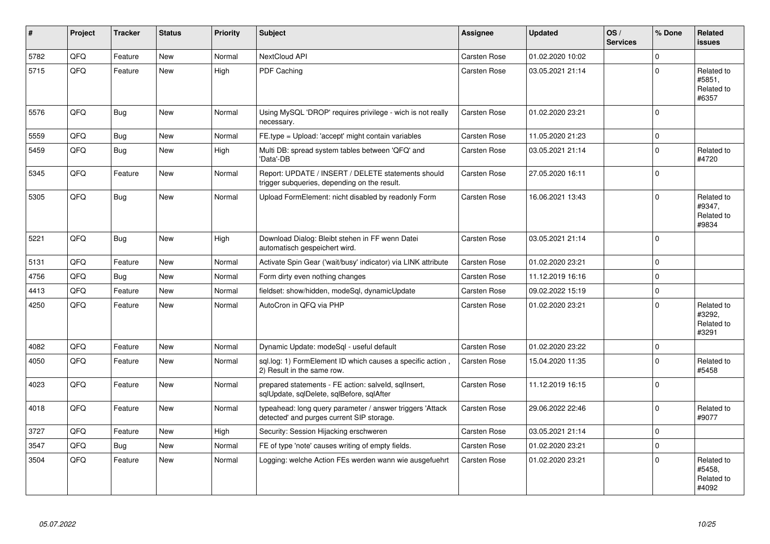| # | Project | Tracker | Status | Priority | Subject | Assignee | Updated | OS / Services | % Done | Related issues |
|---|---|---|---|---|---|---|---|---|---|---|
| 5782 | QFQ | Feature | New | Normal | NextCloud API | Carsten Rose | 01.02.2020 10:02 | | 0 | |
| 5715 | QFQ | Feature | New | High | PDF Caching | Carsten Rose | 03.05.2021 21:14 | | 0 | Related to #5851, Related to #6357 |
| 5576 | QFQ | Bug | New | Normal | Using MySQL 'DROP' requires privilege - wich is not really necessary. | Carsten Rose | 01.02.2020 23:21 | | 0 | |
| 5559 | QFQ | Bug | New | Normal | FE.type = Upload: 'accept' might contain variables | Carsten Rose | 11.05.2020 21:23 | | 0 | |
| 5459 | QFQ | Bug | New | High | Multi DB: spread system tables between 'QFQ' and 'Data'-DB | Carsten Rose | 03.05.2021 21:14 | | 0 | Related to #4720 |
| 5345 | QFQ | Feature | New | Normal | Report: UPDATE / INSERT / DELETE statements should trigger subqueries, depending on the result. | Carsten Rose | 27.05.2020 16:11 | | 0 | |
| 5305 | QFQ | Bug | New | Normal | Upload FormElement: nicht disabled by readonly Form | Carsten Rose | 16.06.2021 13:43 | | 0 | Related to #9347, Related to #9834 |
| 5221 | QFQ | Bug | New | High | Download Dialog: Bleibt stehen in FF wenn Datei automatisch gespeichert wird. | Carsten Rose | 03.05.2021 21:14 | | 0 | |
| 5131 | QFQ | Feature | New | Normal | Activate Spin Gear ('wait/busy' indicator) via LINK attribute | Carsten Rose | 01.02.2020 23:21 | | 0 | |
| 4756 | QFQ | Bug | New | Normal | Form dirty even nothing changes | Carsten Rose | 11.12.2019 16:16 | | 0 | |
| 4413 | QFQ | Feature | New | Normal | fieldset: show/hidden, modeSql, dynamicUpdate | Carsten Rose | 09.02.2022 15:19 | | 0 | |
| 4250 | QFQ | Feature | New | Normal | AutoCron in QFQ via PHP | Carsten Rose | 01.02.2020 23:21 | | 0 | Related to #3292, Related to #3291 |
| 4082 | QFQ | Feature | New | Normal | Dynamic Update: modeSql - useful default | Carsten Rose | 01.02.2020 23:22 | | 0 | |
| 4050 | QFQ | Feature | New | Normal | sql.log: 1) FormElement ID which causes a specific action , 2) Result in the same row. | Carsten Rose | 15.04.2020 11:35 | | 0 | Related to #5458 |
| 4023 | QFQ | Feature | New | Normal | prepared statements - FE action: salveId, sqlInsert, sqlUpdate, sqlDelete, sqlBefore, sqlAfter | Carsten Rose | 11.12.2019 16:15 | | 0 | |
| 4018 | QFQ | Feature | New | Normal | typeahead: long query parameter / answer triggers 'Attack detected' and purges current SIP storage. | Carsten Rose | 29.06.2022 22:46 | | 0 | Related to #9077 |
| 3727 | QFQ | Feature | New | High | Security: Session Hijacking erschweren | Carsten Rose | 03.05.2021 21:14 | | 0 | |
| 3547 | QFQ | Bug | New | Normal | FE of type 'note' causes writing of empty fields. | Carsten Rose | 01.02.2020 23:21 | | 0 | |
| 3504 | QFQ | Feature | New | Normal | Logging: welche Action FEs werden wann wie ausgefuehrt | Carsten Rose | 01.02.2020 23:21 | | 0 | Related to #5458, Related to #4092 |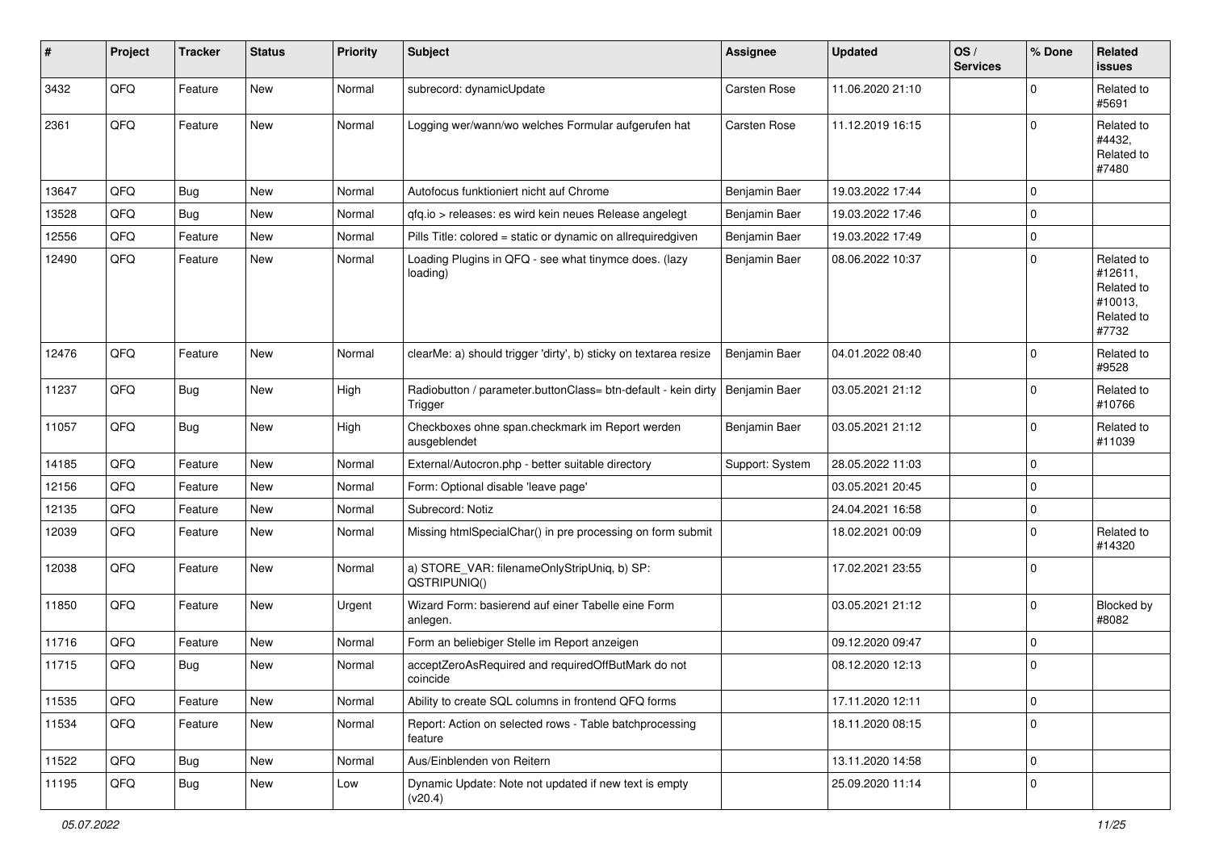| # | Project | Tracker | Status | Priority | Subject | Assignee | Updated | OS / Services | % Done | Related issues |
|---|---|---|---|---|---|---|---|---|---|---|
| 3432 | QFQ | Feature | New | Normal | subrecord: dynamicUpdate | Carsten Rose | 11.06.2020 21:10 | | 0 | Related to #5691 |
| 2361 | QFQ | Feature | New | Normal | Logging wer/wann/wo welches Formular aufgerufen hat | Carsten Rose | 11.12.2019 16:15 | | 0 | Related to #4432, Related to #7480 |
| 13647 | QFQ | Bug | New | Normal | Autofocus funktioniert nicht auf Chrome | Benjamin Baer | 19.03.2022 17:44 | | 0 | |
| 13528 | QFQ | Bug | New | Normal | qfq.io > releases: es wird kein neues Release angelegt | Benjamin Baer | 19.03.2022 17:46 | | 0 | |
| 12556 | QFQ | Feature | New | Normal | Pills Title: colored = static or dynamic on allrequiredgiven | Benjamin Baer | 19.03.2022 17:49 | | 0 | |
| 12490 | QFQ | Feature | New | Normal | Loading Plugins in QFQ - see what tinymce does. (lazy loading) | Benjamin Baer | 08.06.2022 10:37 | | 0 | Related to #12611, Related to #10013, Related to #7732 |
| 12476 | QFQ | Feature | New | Normal | clearMe: a) should trigger 'dirty', b) sticky on textarea resize | Benjamin Baer | 04.01.2022 08:40 | | 0 | Related to #9528 |
| 11237 | QFQ | Bug | New | High | Radiobutton / parameter.buttonClass= btn-default - kein dirty Trigger | Benjamin Baer | 03.05.2021 21:12 | | 0 | Related to #10766 |
| 11057 | QFQ | Bug | New | High | Checkboxes ohne span.checkmark im Report werden ausgeblendet | Benjamin Baer | 03.05.2021 21:12 | | 0 | Related to #11039 |
| 14185 | QFQ | Feature | New | Normal | External/Autocron.php - better suitable directory | Support: System | 28.05.2022 11:03 | | 0 | |
| 12156 | QFQ | Feature | New | Normal | Form: Optional disable 'leave page' | | 03.05.2021 20:45 | | 0 | |
| 12135 | QFQ | Feature | New | Normal | Subrecord: Notiz | | 24.04.2021 16:58 | | 0 | |
| 12039 | QFQ | Feature | New | Normal | Missing htmlSpecialChar() in pre processing on form submit | | 18.02.2021 00:09 | | 0 | Related to #14320 |
| 12038 | QFQ | Feature | New | Normal | a) STORE_VAR: filenameOnlyStripUniq, b) SP: QSTRIPUNIQ() | | 17.02.2021 23:55 | | 0 | |
| 11850 | QFQ | Feature | New | Urgent | Wizard Form: basierend auf einer Tabelle eine Form anlegen. | | 03.05.2021 21:12 | | 0 | Blocked by #8082 |
| 11716 | QFQ | Feature | New | Normal | Form an beliebiger Stelle im Report anzeigen | | 09.12.2020 09:47 | | 0 | |
| 11715 | QFQ | Bug | New | Normal | acceptZeroAsRequired and requiredOffButMark do not coincide | | 08.12.2020 12:13 | | 0 | |
| 11535 | QFQ | Feature | New | Normal | Ability to create SQL columns in frontend QFQ forms | | 17.11.2020 12:11 | | 0 | |
| 11534 | QFQ | Feature | New | Normal | Report: Action on selected rows - Table batchprocessing feature | | 18.11.2020 08:15 | | 0 | |
| 11522 | QFQ | Bug | New | Normal | Aus/Einblenden von Reitern | | 13.11.2020 14:58 | | 0 | |
| 11195 | QFQ | Bug | New | Low | Dynamic Update: Note not updated if new text is empty (v20.4) | | 25.09.2020 11:14 | | 0 | |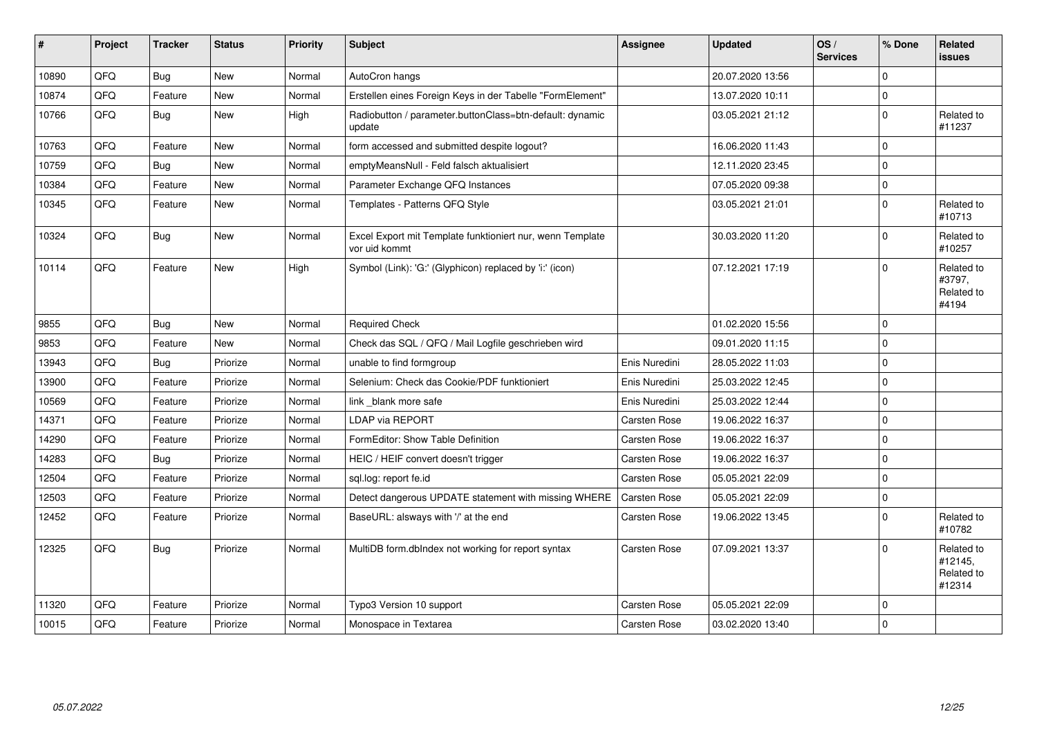| # | Project | Tracker | Status | Priority | Subject | Assignee | Updated | OS / Services | % Done | Related issues |
|---|---|---|---|---|---|---|---|---|---|---|
| 10890 | QFQ | Bug | New | Normal | AutoCron hangs | | 20.07.2020 13:56 | | 0 | |
| 10874 | QFQ | Feature | New | Normal | Erstellen eines Foreign Keys in der Tabelle "FormElement" | | 13.07.2020 10:11 | | 0 | |
| 10766 | QFQ | Bug | New | High | Radiobutton / parameter.buttonClass=btn-default: dynamic update | | 03.05.2021 21:12 | | 0 | Related to #11237 |
| 10763 | QFQ | Feature | New | Normal | form accessed and submitted despite logout? | | 16.06.2020 11:43 | | 0 | |
| 10759 | QFQ | Bug | New | Normal | emptyMeansNull - Feld falsch aktualisiert | | 12.11.2020 23:45 | | 0 | |
| 10384 | QFQ | Feature | New | Normal | Parameter Exchange QFQ Instances | | 07.05.2020 09:38 | | 0 | |
| 10345 | QFQ | Feature | New | Normal | Templates - Patterns QFQ Style | | 03.05.2021 21:01 | | 0 | Related to #10713 |
| 10324 | QFQ | Bug | New | Normal | Excel Export mit Template funktioniert nur, wenn Template vor uid kommt | | 30.03.2020 11:20 | | 0 | Related to #10257 |
| 10114 | QFQ | Feature | New | High | Symbol (Link): 'G:' (Glyphicon) replaced by 'i:' (icon) | | 07.12.2021 17:19 | | 0 | Related to #3797, Related to #4194 |
| 9855 | QFQ | Bug | New | Normal | Required Check | | 01.02.2020 15:56 | | 0 | |
| 9853 | QFQ | Feature | New | Normal | Check das SQL / QFQ / Mail Logfile geschrieben wird | | 09.01.2020 11:15 | | 0 | |
| 13943 | QFQ | Bug | Priorize | Normal | unable to find formgroup | Enis Nuredini | 28.05.2022 11:03 | | 0 | |
| 13900 | QFQ | Feature | Priorize | Normal | Selenium: Check das Cookie/PDF funktioniert | Enis Nuredini | 25.03.2022 12:45 | | 0 | |
| 10569 | QFQ | Feature | Priorize | Normal | link _blank more safe | Enis Nuredini | 25.03.2022 12:44 | | 0 | |
| 14371 | QFQ | Feature | Priorize | Normal | LDAP via REPORT | Carsten Rose | 19.06.2022 16:37 | | 0 | |
| 14290 | QFQ | Feature | Priorize | Normal | FormEditor: Show Table Definition | Carsten Rose | 19.06.2022 16:37 | | 0 | |
| 14283 | QFQ | Bug | Priorize | Normal | HEIC / HEIF convert doesn't trigger | Carsten Rose | 19.06.2022 16:37 | | 0 | |
| 12504 | QFQ | Feature | Priorize | Normal | sql.log: report fe.id | Carsten Rose | 05.05.2021 22:09 | | 0 | |
| 12503 | QFQ | Feature | Priorize | Normal | Detect dangerous UPDATE statement with missing WHERE | Carsten Rose | 05.05.2021 22:09 | | 0 | |
| 12452 | QFQ | Feature | Priorize | Normal | BaseURL: alsways with '/' at the end | Carsten Rose | 19.06.2022 13:45 | | 0 | Related to #10782 |
| 12325 | QFQ | Bug | Priorize | Normal | MultiDB form.dbIndex not working for report syntax | Carsten Rose | 07.09.2021 13:37 | | 0 | Related to #12145, Related to #12314 |
| 11320 | QFQ | Feature | Priorize | Normal | Typo3 Version 10 support | Carsten Rose | 05.05.2021 22:09 | | 0 | |
| 10015 | QFQ | Feature | Priorize | Normal | Monospace in Textarea | Carsten Rose | 03.02.2020 13:40 | | 0 | |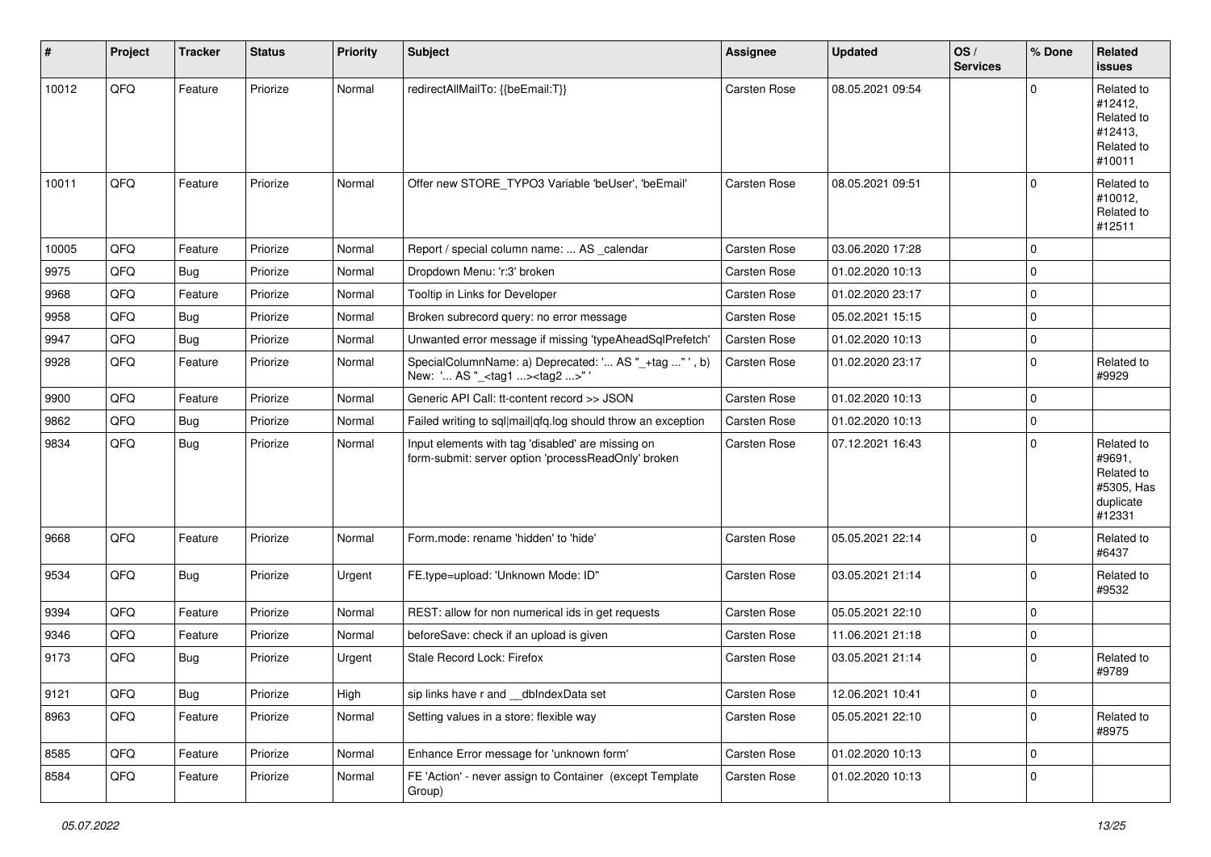| # | Project | Tracker | Status | Priority | Subject | Assignee | Updated | OS / Services | % Done | Related issues |
|---|---|---|---|---|---|---|---|---|---|---|
| 10012 | QFQ | Feature | Priorize | Normal | redirectAllMailTo: {{beEmail:T}} | Carsten Rose | 08.05.2021 09:54 | | 0 | Related to #12412, Related to #12413, Related to #10011 |
| 10011 | QFQ | Feature | Priorize | Normal | Offer new STORE_TYPO3 Variable 'beUser', 'beEmail' | Carsten Rose | 08.05.2021 09:51 | | 0 | Related to #10012, Related to #12511 |
| 10005 | QFQ | Feature | Priorize | Normal | Report / special column name: ... AS _calendar | Carsten Rose | 03.06.2020 17:28 | | 0 | |
| 9975 | QFQ | Bug | Priorize | Normal | Dropdown Menu: 'r:3' broken | Carsten Rose | 01.02.2020 10:13 | | 0 | |
| 9968 | QFQ | Feature | Priorize | Normal | Tooltip in Links for Developer | Carsten Rose | 01.02.2020 23:17 | | 0 | |
| 9958 | QFQ | Bug | Priorize | Normal | Broken subrecord query: no error message | Carsten Rose | 05.02.2021 15:15 | | 0 | |
| 9947 | QFQ | Bug | Priorize | Normal | Unwanted error message if missing 'typeAheadSqlPrefetch' | Carsten Rose | 01.02.2020 10:13 | | 0 | |
| 9928 | QFQ | Feature | Priorize | Normal | SpecialColumnName: a) Deprecated: '... AS "_+tag ..." ', b) New: '... AS "_<tag1 ...><tag2 ...>" ' | Carsten Rose | 01.02.2020 23:17 | | 0 | Related to #9929 |
| 9900 | QFQ | Feature | Priorize | Normal | Generic API Call: tt-content record >> JSON | Carsten Rose | 01.02.2020 10:13 | | 0 | |
| 9862 | QFQ | Bug | Priorize | Normal | Failed writing to sql\|mail\|qfq.log should throw an exception | Carsten Rose | 01.02.2020 10:13 | | 0 | |
| 9834 | QFQ | Bug | Priorize | Normal | Input elements with tag 'disabled' are missing on form-submit: server option 'processReadOnly' broken | Carsten Rose | 07.12.2021 16:43 | | 0 | Related to #9691, Related to #5305, Has duplicate #12331 |
| 9668 | QFQ | Feature | Priorize | Normal | Form.mode: rename 'hidden' to 'hide' | Carsten Rose | 05.05.2021 22:14 | | 0 | Related to #6437 |
| 9534 | QFQ | Bug | Priorize | Urgent | FE.type=upload: 'Unknown Mode: ID" | Carsten Rose | 03.05.2021 21:14 | | 0 | Related to #9532 |
| 9394 | QFQ | Feature | Priorize | Normal | REST: allow for non numerical ids in get requests | Carsten Rose | 05.05.2021 22:10 | | 0 | |
| 9346 | QFQ | Feature | Priorize | Normal | beforeSave: check if an upload is given | Carsten Rose | 11.06.2021 21:18 | | 0 | |
| 9173 | QFQ | Bug | Priorize | Urgent | Stale Record Lock: Firefox | Carsten Rose | 03.05.2021 21:14 | | 0 | Related to #9789 |
| 9121 | QFQ | Bug | Priorize | High | sip links have r and __dbIndexData set | Carsten Rose | 12.06.2021 10:41 | | 0 | |
| 8963 | QFQ | Feature | Priorize | Normal | Setting values in a store: flexible way | Carsten Rose | 05.05.2021 22:10 | | 0 | Related to #8975 |
| 8585 | QFQ | Feature | Priorize | Normal | Enhance Error message for 'unknown form' | Carsten Rose | 01.02.2020 10:13 | | 0 | |
| 8584 | QFQ | Feature | Priorize | Normal | FE 'Action' - never assign to Container (except Template Group) | Carsten Rose | 01.02.2020 10:13 | | 0 | |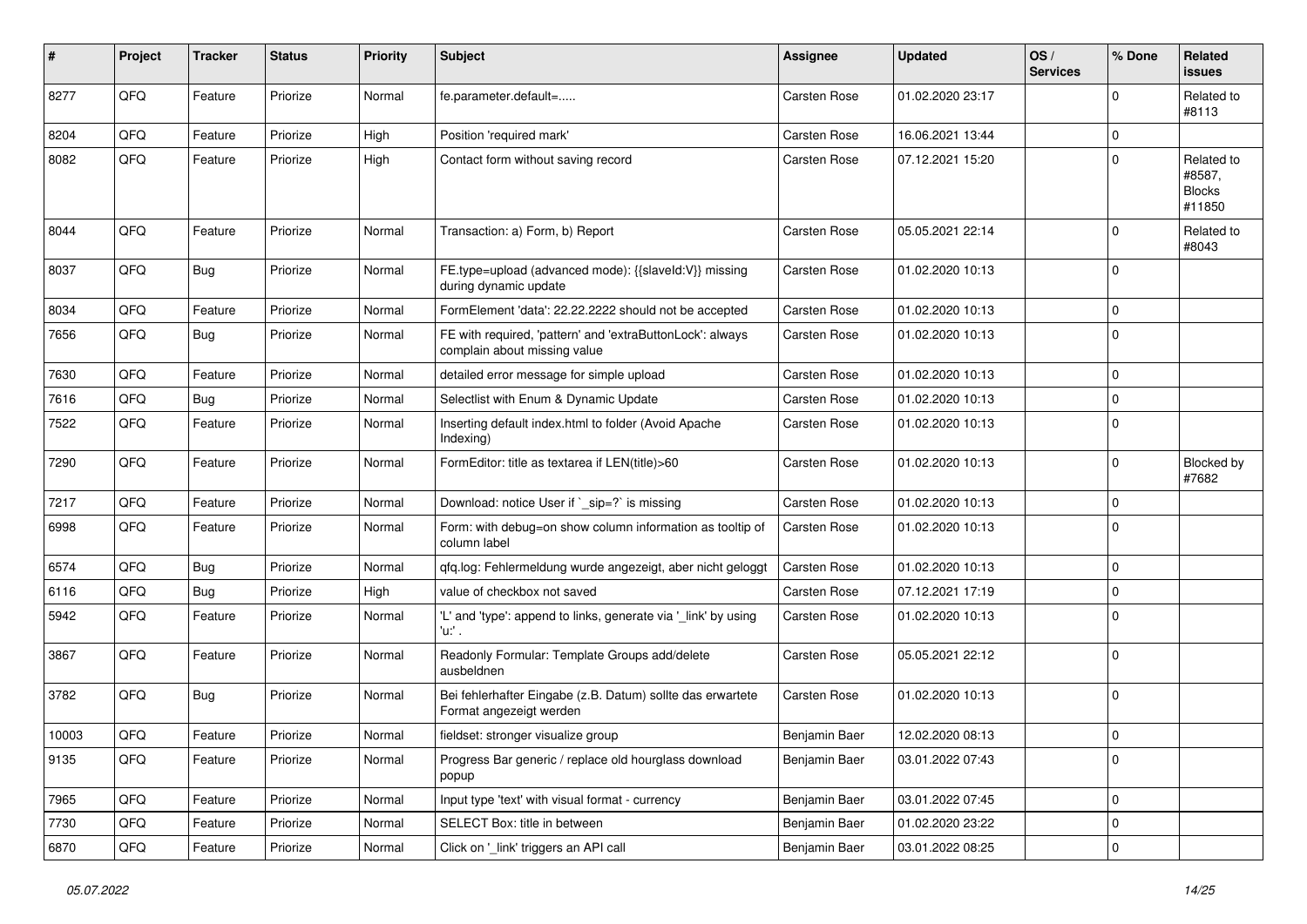| # | Project | Tracker | Status | Priority | Subject | Assignee | Updated | OS / Services | % Done | Related issues |
|---|---|---|---|---|---|---|---|---|---|---|
| 8277 | QFQ | Feature | Priorize | Normal | fe.parameter.default=..... | Carsten Rose | 01.02.2020 23:17 | | 0 | Related to #8113 |
| 8204 | QFQ | Feature | Priorize | High | Position 'required mark' | Carsten Rose | 16.06.2021 13:44 | | 0 | |
| 8082 | QFQ | Feature | Priorize | High | Contact form without saving record | Carsten Rose | 07.12.2021 15:20 | | 0 | Related to #8587, Blocks #11850 |
| 8044 | QFQ | Feature | Priorize | Normal | Transaction: a) Form, b) Report | Carsten Rose | 05.05.2021 22:14 | | 0 | Related to #8043 |
| 8037 | QFQ | Bug | Priorize | Normal | FE.type=upload (advanced mode): {{slaveId:V}} missing during dynamic update | Carsten Rose | 01.02.2020 10:13 | | 0 | |
| 8034 | QFQ | Feature | Priorize | Normal | FormElement 'data': 22.22.2222 should not be accepted | Carsten Rose | 01.02.2020 10:13 | | 0 | |
| 7656 | QFQ | Bug | Priorize | Normal | FE with required, 'pattern' and 'extraButtonLock': always complain about missing value | Carsten Rose | 01.02.2020 10:13 | | 0 | |
| 7630 | QFQ | Feature | Priorize | Normal | detailed error message for simple upload | Carsten Rose | 01.02.2020 10:13 | | 0 | |
| 7616 | QFQ | Bug | Priorize | Normal | Selectlist with Enum & Dynamic Update | Carsten Rose | 01.02.2020 10:13 | | 0 | |
| 7522 | QFQ | Feature | Priorize | Normal | Inserting default index.html to folder (Avoid Apache Indexing) | Carsten Rose | 01.02.2020 10:13 | | 0 | |
| 7290 | QFQ | Feature | Priorize | Normal | FormEditor: title as textarea if LEN(title)>60 | Carsten Rose | 01.02.2020 10:13 | | 0 | Blocked by #7682 |
| 7217 | QFQ | Feature | Priorize | Normal | Download: notice User if `_sip=?` is missing | Carsten Rose | 01.02.2020 10:13 | | 0 | |
| 6998 | QFQ | Feature | Priorize | Normal | Form: with debug=on show column information as tooltip of column label | Carsten Rose | 01.02.2020 10:13 | | 0 | |
| 6574 | QFQ | Bug | Priorize | Normal | qfq.log: Fehlermeldung wurde angezeigt, aber nicht geloggt | Carsten Rose | 01.02.2020 10:13 | | 0 | |
| 6116 | QFQ | Bug | Priorize | High | value of checkbox not saved | Carsten Rose | 07.12.2021 17:19 | | 0 | |
| 5942 | QFQ | Feature | Priorize | Normal | 'L' and 'type': append to links, generate via '_link' by using 'u:' . | Carsten Rose | 01.02.2020 10:13 | | 0 | |
| 3867 | QFQ | Feature | Priorize | Normal | Readonly Formular: Template Groups add/delete ausbeldnen | Carsten Rose | 05.05.2021 22:12 | | 0 | |
| 3782 | QFQ | Bug | Priorize | Normal | Bei fehlerhafter Eingabe (z.B. Datum) sollte das erwartete Format angezeigt werden | Carsten Rose | 01.02.2020 10:13 | | 0 | |
| 10003 | QFQ | Feature | Priorize | Normal | fieldset: stronger visualize group | Benjamin Baer | 12.02.2020 08:13 | | 0 | |
| 9135 | QFQ | Feature | Priorize | Normal | Progress Bar generic / replace old hourglass download popup | Benjamin Baer | 03.01.2022 07:43 | | 0 | |
| 7965 | QFQ | Feature | Priorize | Normal | Input type 'text' with visual format - currency | Benjamin Baer | 03.01.2022 07:45 | | 0 | |
| 7730 | QFQ | Feature | Priorize | Normal | SELECT Box: title in between | Benjamin Baer | 01.02.2020 23:22 | | 0 | |
| 6870 | QFQ | Feature | Priorize | Normal | Click on '_link' triggers an API call | Benjamin Baer | 03.01.2022 08:25 | | 0 | |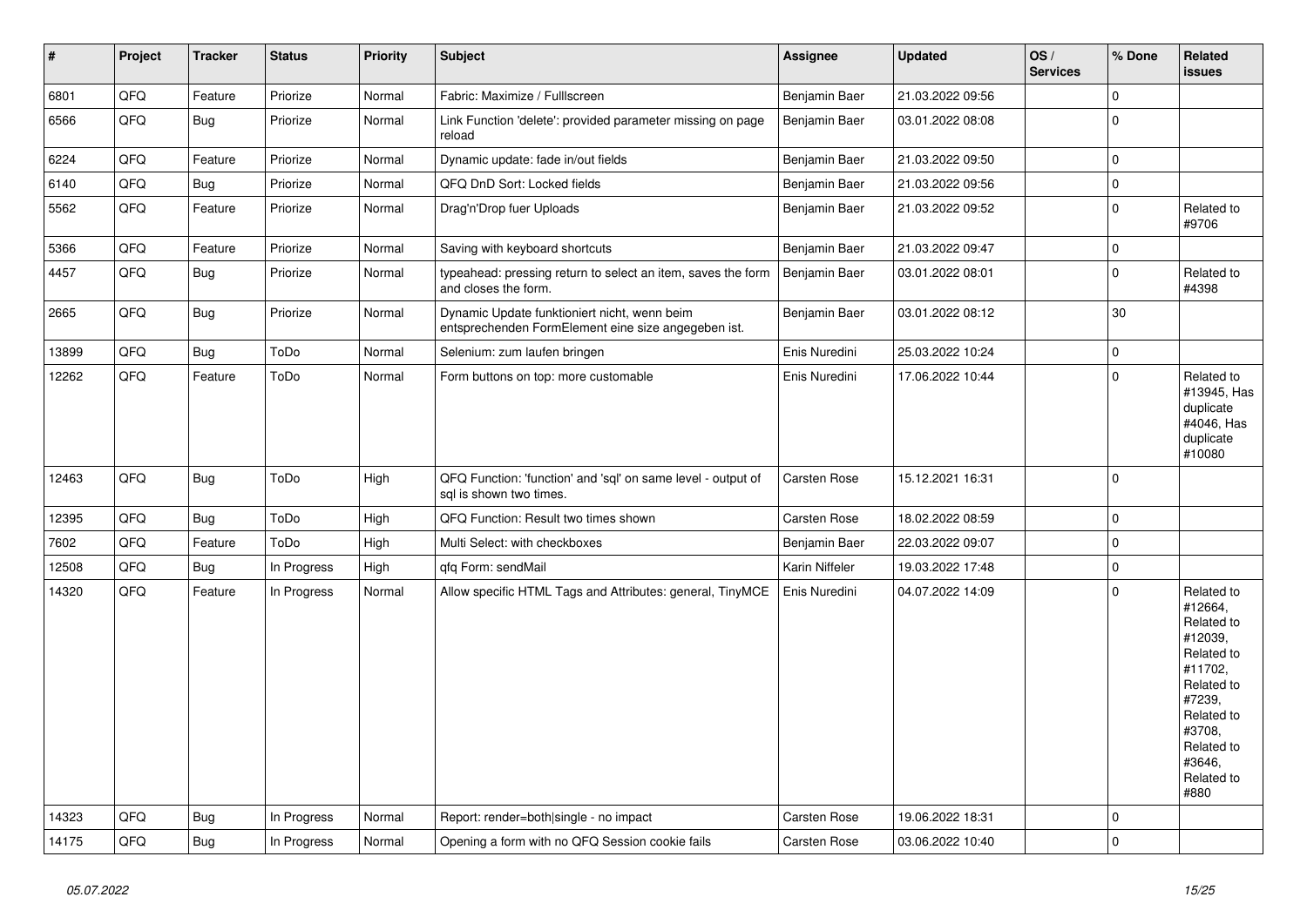| # | Project | Tracker | Status | Priority | Subject | Assignee | Updated | OS / Services | % Done | Related issues |
|---|---|---|---|---|---|---|---|---|---|---|
| 6801 | QFQ | Feature | Priorize | Normal | Fabric: Maximize / Fulllscreen | Benjamin Baer | 21.03.2022 09:56 | | 0 | |
| 6566 | QFQ | Bug | Priorize | Normal | Link Function 'delete': provided parameter missing on page reload | Benjamin Baer | 03.01.2022 08:08 | | 0 | |
| 6224 | QFQ | Feature | Priorize | Normal | Dynamic update: fade in/out fields | Benjamin Baer | 21.03.2022 09:50 | | 0 | |
| 6140 | QFQ | Bug | Priorize | Normal | QFQ DnD Sort: Locked fields | Benjamin Baer | 21.03.2022 09:56 | | 0 | |
| 5562 | QFQ | Feature | Priorize | Normal | Drag'n'Drop fuer Uploads | Benjamin Baer | 21.03.2022 09:52 | | 0 | Related to #9706 |
| 5366 | QFQ | Feature | Priorize | Normal | Saving with keyboard shortcuts | Benjamin Baer | 21.03.2022 09:47 | | 0 | |
| 4457 | QFQ | Bug | Priorize | Normal | typeahead: pressing return to select an item, saves the form and closes the form. | Benjamin Baer | 03.01.2022 08:01 | | 0 | Related to #4398 |
| 2665 | QFQ | Bug | Priorize | Normal | Dynamic Update funktioniert nicht, wenn beim entsprechenden FormElement eine size angegeben ist. | Benjamin Baer | 03.01.2022 08:12 | | 30 | |
| 13899 | QFQ | Bug | ToDo | Normal | Selenium: zum laufen bringen | Enis Nuredini | 25.03.2022 10:24 | | 0 | |
| 12262 | QFQ | Feature | ToDo | Normal | Form buttons on top: more customable | Enis Nuredini | 17.06.2022 10:44 | | 0 | Related to #13945, Has duplicate #4046, Has duplicate #10080 |
| 12463 | QFQ | Bug | ToDo | High | QFQ Function: 'function' and 'sql' on same level - output of sql is shown two times. | Carsten Rose | 15.12.2021 16:31 | | 0 | |
| 12395 | QFQ | Bug | ToDo | High | QFQ Function: Result two times shown | Carsten Rose | 18.02.2022 08:59 | | 0 | |
| 7602 | QFQ | Feature | ToDo | High | Multi Select: with checkboxes | Benjamin Baer | 22.03.2022 09:07 | | 0 | |
| 12508 | QFQ | Bug | In Progress | High | qfq Form: sendMail | Karin Niffeler | 19.03.2022 17:48 | | 0 | |
| 14320 | QFQ | Feature | In Progress | Normal | Allow specific HTML Tags and Attributes: general, TinyMCE | Enis Nuredini | 04.07.2022 14:09 | | 0 | Related to #12664, Related to #12039, Related to #11702, Related to #7239, Related to #3708, Related to #3646, Related to #880 |
| 14323 | QFQ | Bug | In Progress | Normal | Report: render=both\|single - no impact | Carsten Rose | 19.06.2022 18:31 | | 0 | |
| 14175 | QFQ | Bug | In Progress | Normal | Opening a form with no QFQ Session cookie fails | Carsten Rose | 03.06.2022 10:40 | | 0 | |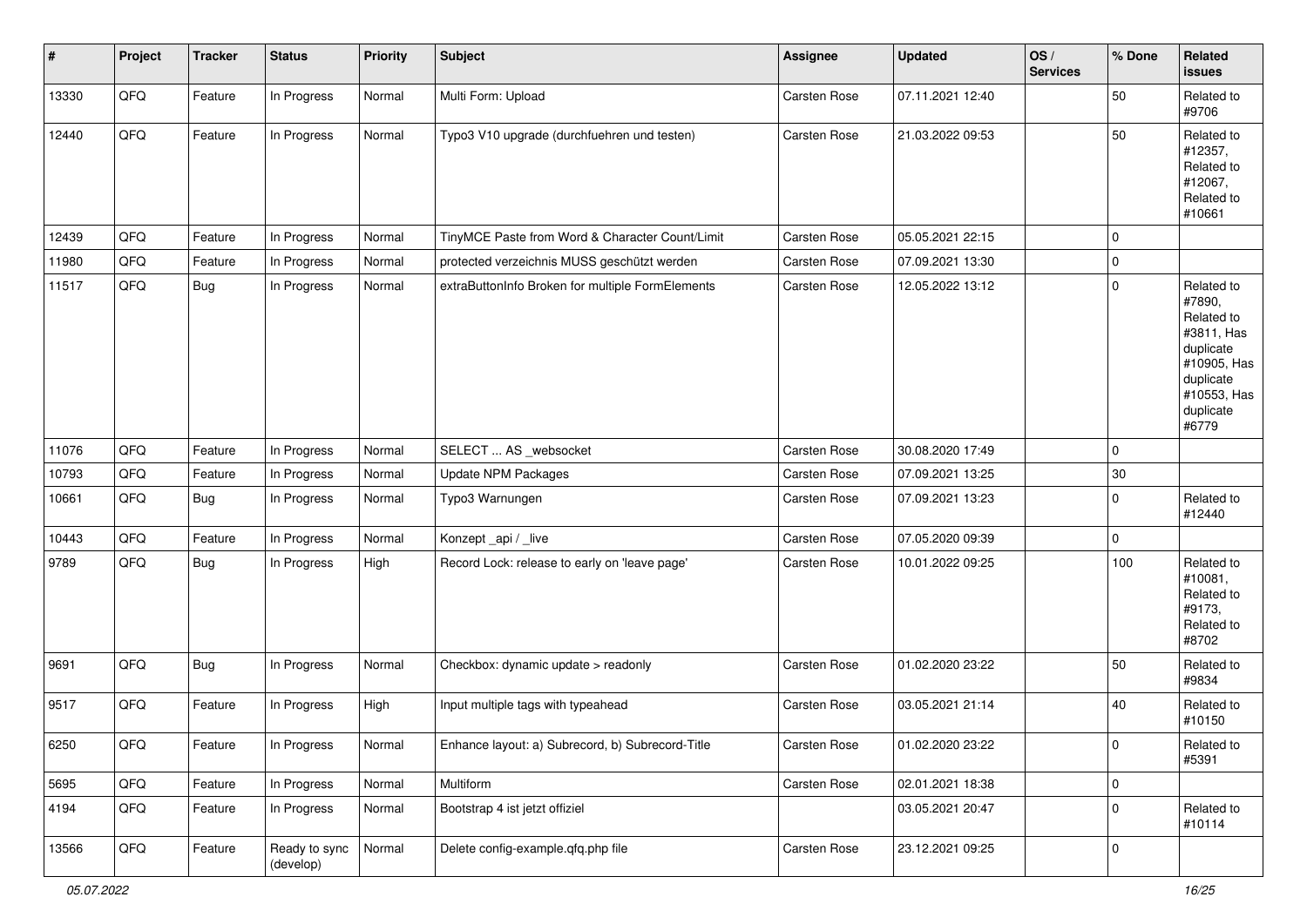| # | Project | Tracker | Status | Priority | Subject | Assignee | Updated | OS / Services | % Done | Related issues |
|---|---|---|---|---|---|---|---|---|---|---|
| 13330 | QFQ | Feature | In Progress | Normal | Multi Form: Upload | Carsten Rose | 07.11.2021 12:40 | | 50 | Related to #9706 |
| 12440 | QFQ | Feature | In Progress | Normal | Typo3 V10 upgrade (durchfuehren und testen) | Carsten Rose | 21.03.2022 09:53 | | 50 | Related to #12357, Related to #12067, Related to #10661 |
| 12439 | QFQ | Feature | In Progress | Normal | TinyMCE Paste from Word & Character Count/Limit | Carsten Rose | 05.05.2021 22:15 | | 0 | |
| 11980 | QFQ | Feature | In Progress | Normal | protected verzeichnis MUSS geschützt werden | Carsten Rose | 07.09.2021 13:30 | | 0 | |
| 11517 | QFQ | Bug | In Progress | Normal | extraButtonInfo Broken for multiple FormElements | Carsten Rose | 12.05.2022 13:12 | | 0 | Related to #7890, Related to #3811, Has duplicate #10905, Has duplicate #10553, Has duplicate #6779 |
| 11076 | QFQ | Feature | In Progress | Normal | SELECT ... AS _websocket | Carsten Rose | 30.08.2020 17:49 | | 0 | |
| 10793 | QFQ | Feature | In Progress | Normal | Update NPM Packages | Carsten Rose | 07.09.2021 13:25 | | 30 | |
| 10661 | QFQ | Bug | In Progress | Normal | Typo3 Warnungen | Carsten Rose | 07.09.2021 13:23 | | 0 | Related to #12440 |
| 10443 | QFQ | Feature | In Progress | Normal | Konzept _api / _live | Carsten Rose | 07.05.2020 09:39 | | 0 | |
| 9789 | QFQ | Bug | In Progress | High | Record Lock: release to early on 'leave page' | Carsten Rose | 10.01.2022 09:25 | | 100 | Related to #10081, Related to #9173, Related to #8702 |
| 9691 | QFQ | Bug | In Progress | Normal | Checkbox: dynamic update > readonly | Carsten Rose | 01.02.2020 23:22 | | 50 | Related to #9834 |
| 9517 | QFQ | Feature | In Progress | High | Input multiple tags with typeahead | Carsten Rose | 03.05.2021 21:14 | | 40 | Related to #10150 |
| 6250 | QFQ | Feature | In Progress | Normal | Enhance layout: a) Subrecord, b) Subrecord-Title | Carsten Rose | 01.02.2020 23:22 | | 0 | Related to #5391 |
| 5695 | QFQ | Feature | In Progress | Normal | Multiform | Carsten Rose | 02.01.2021 18:38 | | 0 | |
| 4194 | QFQ | Feature | In Progress | Normal | Bootstrap 4 ist jetzt offiziel | | 03.05.2021 20:47 | | 0 | Related to #10114 |
| 13566 | QFQ | Feature | Ready to sync (develop) | Normal | Delete config-example.qfq.php file | Carsten Rose | 23.12.2021 09:25 | | 0 | |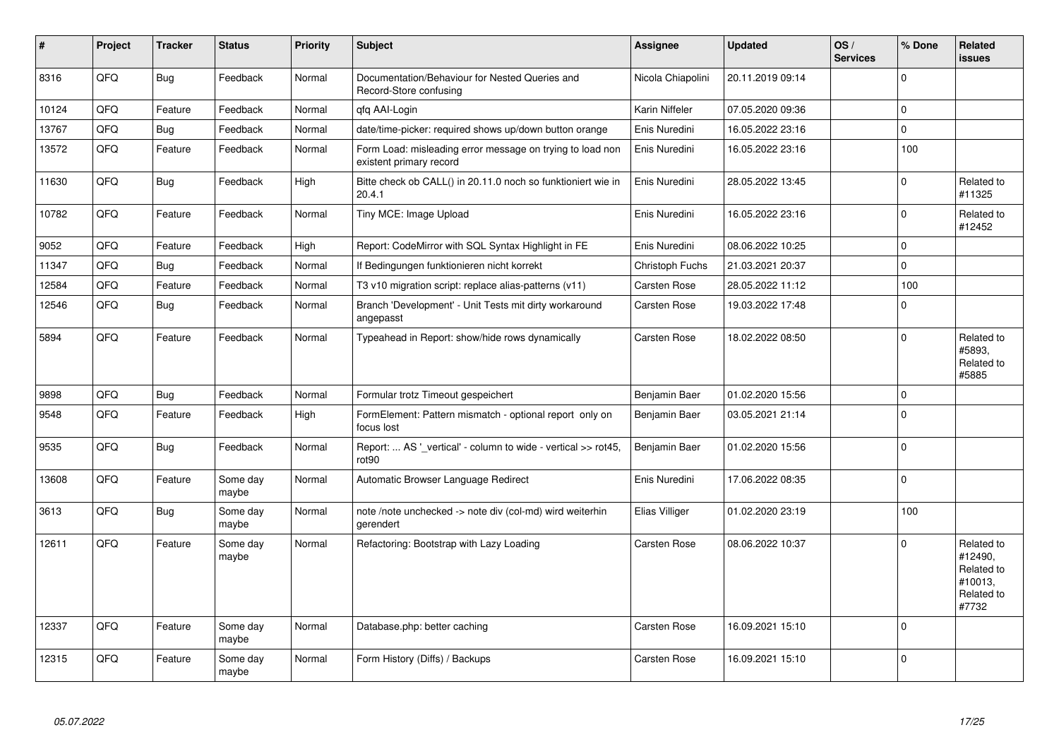| # | Project | Tracker | Status | Priority | Subject | Assignee | Updated | OS / Services | % Done | Related issues |
|---|---|---|---|---|---|---|---|---|---|---|
| 8316 | QFQ | Bug | Feedback | Normal | Documentation/Behaviour for Nested Queries and Record-Store confusing | Nicola Chiapolini | 20.11.2019 09:14 | | 0 | |
| 10124 | QFQ | Feature | Feedback | Normal | qfq AAI-Login | Karin Niffeler | 07.05.2020 09:36 | | 0 | |
| 13767 | QFQ | Bug | Feedback | Normal | date/time-picker: required shows up/down button orange | Enis Nuredini | 16.05.2022 23:16 | | 0 | |
| 13572 | QFQ | Feature | Feedback | Normal | Form Load: misleading error message on trying to load non existent primary record | Enis Nuredini | 16.05.2022 23:16 | | 100 | |
| 11630 | QFQ | Bug | Feedback | High | Bitte check ob CALL() in 20.11.0 noch so funktioniert wie in 20.4.1 | Enis Nuredini | 28.05.2022 13:45 | | 0 | Related to #11325 |
| 10782 | QFQ | Feature | Feedback | Normal | Tiny MCE: Image Upload | Enis Nuredini | 16.05.2022 23:16 | | 0 | Related to #12452 |
| 9052 | QFQ | Feature | Feedback | High | Report: CodeMirror with SQL Syntax Highlight in FE | Enis Nuredini | 08.06.2022 10:25 | | 0 | |
| 11347 | QFQ | Bug | Feedback | Normal | If Bedingungen funktionieren nicht korrekt | Christoph Fuchs | 21.03.2021 20:37 | | 0 | |
| 12584 | QFQ | Feature | Feedback | Normal | T3 v10 migration script: replace alias-patterns (v11) | Carsten Rose | 28.05.2022 11:12 | | 100 | |
| 12546 | QFQ | Bug | Feedback | Normal | Branch 'Development' - Unit Tests mit dirty workaround angepasst | Carsten Rose | 19.03.2022 17:48 | | 0 | |
| 5894 | QFQ | Feature | Feedback | Normal | Typeahead in Report: show/hide rows dynamically | Carsten Rose | 18.02.2022 08:50 | | 0 | Related to #5893, Related to #5885 |
| 9898 | QFQ | Bug | Feedback | Normal | Formular trotz Timeout gespeichert | Benjamin Baer | 01.02.2020 15:56 | | 0 | |
| 9548 | QFQ | Feature | Feedback | High | FormElement: Pattern mismatch - optional report only on focus lost | Benjamin Baer | 03.05.2021 21:14 | | 0 | |
| 9535 | QFQ | Bug | Feedback | Normal | Report: ... AS '_vertical' - column to wide - vertical >> rot45, rot90 | Benjamin Baer | 01.02.2020 15:56 | | 0 | |
| 13608 | QFQ | Feature | Some day maybe | Normal | Automatic Browser Language Redirect | Enis Nuredini | 17.06.2022 08:35 | | 0 | |
| 3613 | QFQ | Bug | Some day maybe | Normal | note /note unchecked -> note div (col-md) wird weiterhin gerendert | Elias Villiger | 01.02.2020 23:19 | | 100 | |
| 12611 | QFQ | Feature | Some day maybe | Normal | Refactoring: Bootstrap with Lazy Loading | Carsten Rose | 08.06.2022 10:37 | | 0 | Related to #12490, Related to #10013, Related to #7732 |
| 12337 | QFQ | Feature | Some day maybe | Normal | Database.php: better caching | Carsten Rose | 16.09.2021 15:10 | | 0 | |
| 12315 | QFQ | Feature | Some day maybe | Normal | Form History (Diffs) / Backups | Carsten Rose | 16.09.2021 15:10 | | 0 | |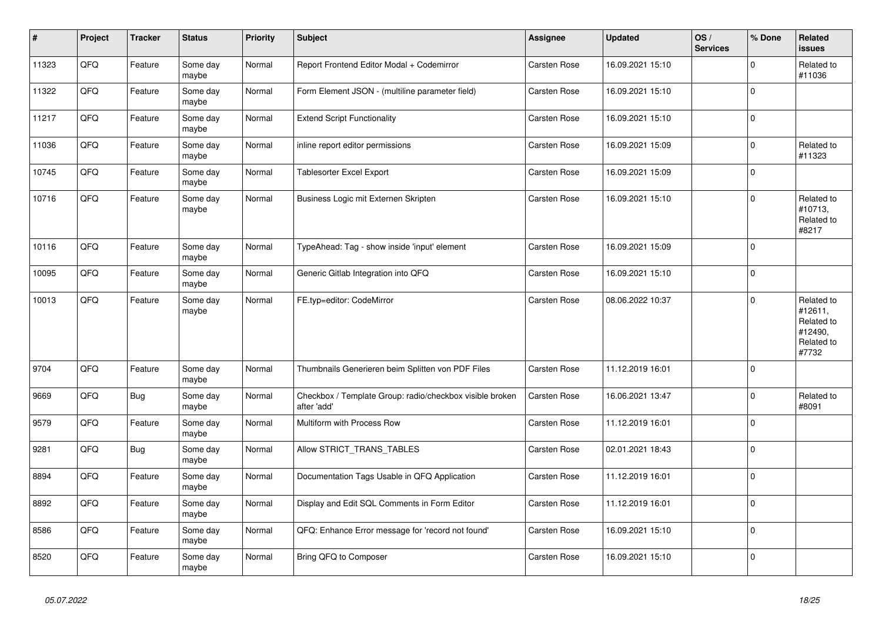| # | Project | Tracker | Status | Priority | Subject | Assignee | Updated | OS / Services | % Done | Related issues |
|---|---|---|---|---|---|---|---|---|---|---|
| 11323 | QFQ | Feature | Some day maybe | Normal | Report Frontend Editor Modal + Codemirror | Carsten Rose | 16.09.2021 15:10 | | 0 | Related to #11036 |
| 11322 | QFQ | Feature | Some day maybe | Normal | Form Element JSON - (multiline parameter field) | Carsten Rose | 16.09.2021 15:10 | | 0 | |
| 11217 | QFQ | Feature | Some day maybe | Normal | Extend Script Functionality | Carsten Rose | 16.09.2021 15:10 | | 0 | |
| 11036 | QFQ | Feature | Some day maybe | Normal | inline report editor permissions | Carsten Rose | 16.09.2021 15:09 | | 0 | Related to #11323 |
| 10745 | QFQ | Feature | Some day maybe | Normal | Tablesorter Excel Export | Carsten Rose | 16.09.2021 15:09 | | 0 | |
| 10716 | QFQ | Feature | Some day maybe | Normal | Business Logic mit Externen Skripten | Carsten Rose | 16.09.2021 15:10 | | 0 | Related to #10713, Related to #8217 |
| 10116 | QFQ | Feature | Some day maybe | Normal | TypeAhead: Tag - show inside 'input' element | Carsten Rose | 16.09.2021 15:09 | | 0 | |
| 10095 | QFQ | Feature | Some day maybe | Normal | Generic Gitlab Integration into QFQ | Carsten Rose | 16.09.2021 15:10 | | 0 | |
| 10013 | QFQ | Feature | Some day maybe | Normal | FE.typ=editor: CodeMirror | Carsten Rose | 08.06.2022 10:37 | | 0 | Related to #12611, Related to #12490, Related to #7732 |
| 9704 | QFQ | Feature | Some day maybe | Normal | Thumbnails Generieren beim Splitten von PDF Files | Carsten Rose | 11.12.2019 16:01 | | 0 | |
| 9669 | QFQ | Bug | Some day maybe | Normal | Checkbox / Template Group: radio/checkbox visible broken after 'add' | Carsten Rose | 16.06.2021 13:47 | | 0 | Related to #8091 |
| 9579 | QFQ | Feature | Some day maybe | Normal | Multiform with Process Row | Carsten Rose | 11.12.2019 16:01 | | 0 | |
| 9281 | QFQ | Bug | Some day maybe | Normal | Allow STRICT_TRANS_TABLES | Carsten Rose | 02.01.2021 18:43 | | 0 | |
| 8894 | QFQ | Feature | Some day maybe | Normal | Documentation Tags Usable in QFQ Application | Carsten Rose | 11.12.2019 16:01 | | 0 | |
| 8892 | QFQ | Feature | Some day maybe | Normal | Display and Edit SQL Comments in Form Editor | Carsten Rose | 11.12.2019 16:01 | | 0 | |
| 8586 | QFQ | Feature | Some day maybe | Normal | QFQ: Enhance Error message for 'record not found' | Carsten Rose | 16.09.2021 15:10 | | 0 | |
| 8520 | QFQ | Feature | Some day maybe | Normal | Bring QFQ to Composer | Carsten Rose | 16.09.2021 15:10 | | 0 | |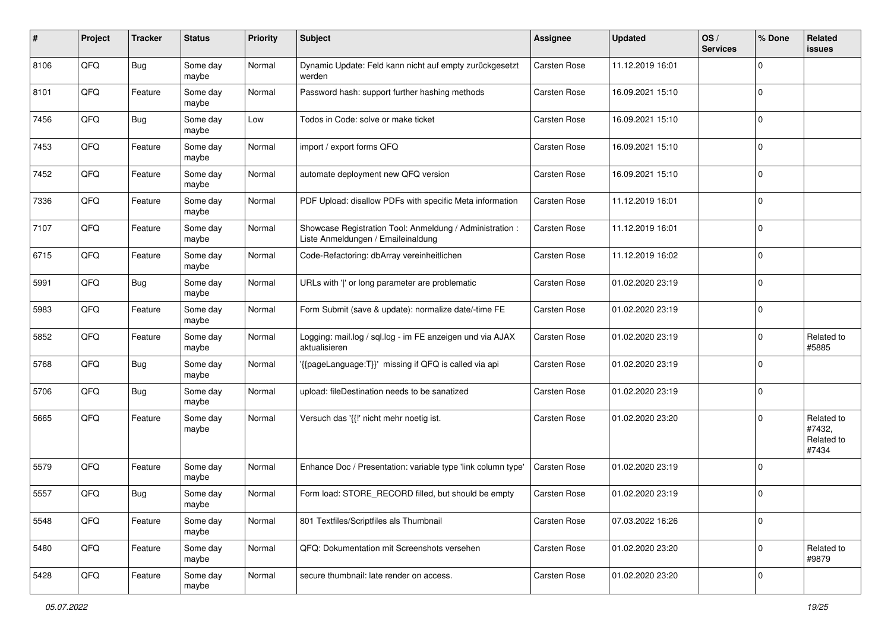| # | Project | Tracker | Status | Priority | Subject | Assignee | Updated | OS / Services | % Done | Related issues |
|---|---|---|---|---|---|---|---|---|---|---|
| 8106 | QFQ | Bug | Some day maybe | Normal | Dynamic Update: Feld kann nicht auf empty zurückgesetzt werden | Carsten Rose | 11.12.2019 16:01 | | 0 | |
| 8101 | QFQ | Feature | Some day maybe | Normal | Password hash: support further hashing methods | Carsten Rose | 16.09.2021 15:10 | | 0 | |
| 7456 | QFQ | Bug | Some day maybe | Low | Todos in Code: solve or make ticket | Carsten Rose | 16.09.2021 15:10 | | 0 | |
| 7453 | QFQ | Feature | Some day maybe | Normal | import / export forms QFQ | Carsten Rose | 16.09.2021 15:10 | | 0 | |
| 7452 | QFQ | Feature | Some day maybe | Normal | automate deployment new QFQ version | Carsten Rose | 16.09.2021 15:10 | | 0 | |
| 7336 | QFQ | Feature | Some day maybe | Normal | PDF Upload: disallow PDFs with specific Meta information | Carsten Rose | 11.12.2019 16:01 | | 0 | |
| 7107 | QFQ | Feature | Some day maybe | Normal | Showcase Registration Tool: Anmeldung / Administration : Liste Anmeldungen / Emaileinaldung | Carsten Rose | 11.12.2019 16:01 | | 0 | |
| 6715 | QFQ | Feature | Some day maybe | Normal | Code-Refactoring: dbArray vereinheitlichen | Carsten Rose | 11.12.2019 16:02 | | 0 | |
| 5991 | QFQ | Bug | Some day maybe | Normal | URLs with '\|' or long parameter are problematic | Carsten Rose | 01.02.2020 23:19 | | 0 | |
| 5983 | QFQ | Feature | Some day maybe | Normal | Form Submit (save & update): normalize date/-time FE | Carsten Rose | 01.02.2020 23:19 | | 0 | |
| 5852 | QFQ | Feature | Some day maybe | Normal | Logging: mail.log / sql.log - im FE anzeigen und via AJAX aktualisieren | Carsten Rose | 01.02.2020 23:19 | | 0 | Related to #5885 |
| 5768 | QFQ | Bug | Some day maybe | Normal | '{{pageLanguage:T}}' missing if QFQ is called via api | Carsten Rose | 01.02.2020 23:19 | | 0 | |
| 5706 | QFQ | Bug | Some day maybe | Normal | upload: fileDestination needs to be sanatized | Carsten Rose | 01.02.2020 23:19 | | 0 | |
| 5665 | QFQ | Feature | Some day maybe | Normal | Versuch das '{{!' nicht mehr noetig ist. | Carsten Rose | 01.02.2020 23:20 | | 0 | Related to #7432, Related to #7434 |
| 5579 | QFQ | Feature | Some day maybe | Normal | Enhance Doc / Presentation: variable type 'link column type' | Carsten Rose | 01.02.2020 23:19 | | 0 | |
| 5557 | QFQ | Bug | Some day maybe | Normal | Form load: STORE_RECORD filled, but should be empty | Carsten Rose | 01.02.2020 23:19 | | 0 | |
| 5548 | QFQ | Feature | Some day maybe | Normal | 801 Textfiles/Scriptfiles als Thumbnail | Carsten Rose | 07.03.2022 16:26 | | 0 | |
| 5480 | QFQ | Feature | Some day maybe | Normal | QFQ: Dokumentation mit Screenshots versehen | Carsten Rose | 01.02.2020 23:20 | | 0 | Related to #9879 |
| 5428 | QFQ | Feature | Some day maybe | Normal | secure thumbnail: late render on access. | Carsten Rose | 01.02.2020 23:20 | | 0 | |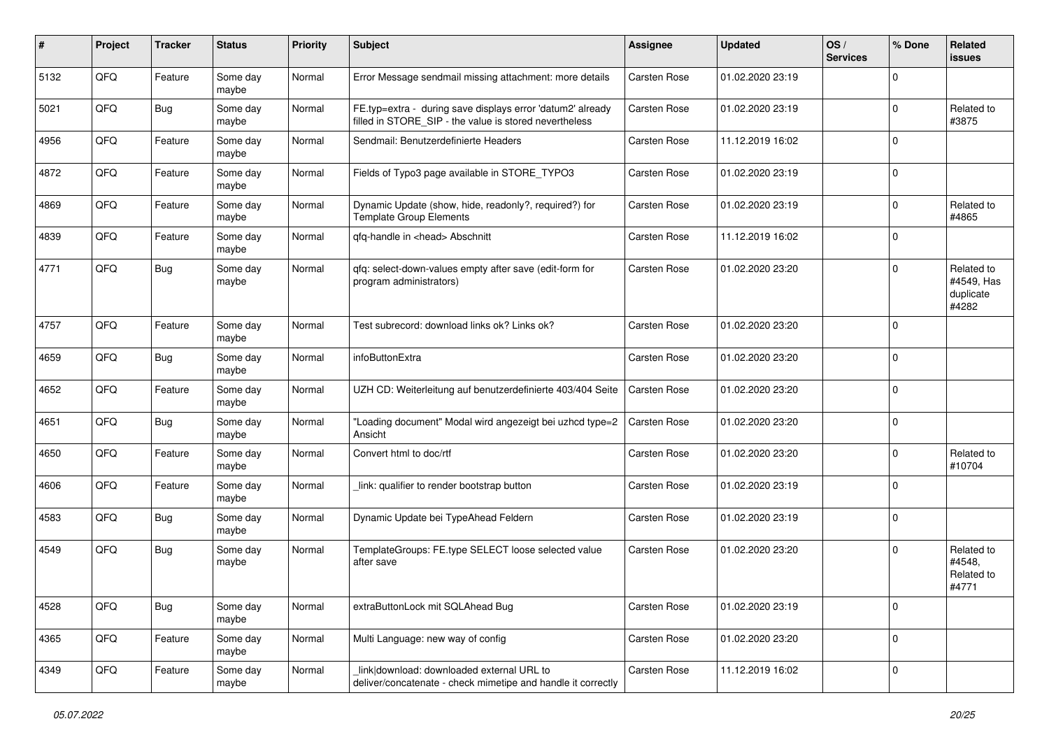| # | Project | Tracker | Status | Priority | Subject | Assignee | Updated | OS / Services | % Done | Related issues |
|---|---|---|---|---|---|---|---|---|---|---|
| 5132 | QFQ | Feature | Some day maybe | Normal | Error Message sendmail missing attachment: more details | Carsten Rose | 01.02.2020 23:19 | | 0 | |
| 5021 | QFQ | Bug | Some day maybe | Normal | FE.typ=extra - during save displays error 'datum2' already filled in STORE_SIP - the value is stored nevertheless | Carsten Rose | 01.02.2020 23:19 | | 0 | Related to #3875 |
| 4956 | QFQ | Feature | Some day maybe | Normal | Sendmail: Benutzerdefinierte Headers | Carsten Rose | 11.12.2019 16:02 | | 0 | |
| 4872 | QFQ | Feature | Some day maybe | Normal | Fields of Typo3 page available in STORE_TYPO3 | Carsten Rose | 01.02.2020 23:19 | | 0 | |
| 4869 | QFQ | Feature | Some day maybe | Normal | Dynamic Update (show, hide, readonly?, required?) for Template Group Elements | Carsten Rose | 01.02.2020 23:19 | | 0 | Related to #4865 |
| 4839 | QFQ | Feature | Some day maybe | Normal | qfq-handle in <head> Abschnitt | Carsten Rose | 11.12.2019 16:02 | | 0 | |
| 4771 | QFQ | Bug | Some day maybe | Normal | qfq: select-down-values empty after save (edit-form for program administrators) | Carsten Rose | 01.02.2020 23:20 | | 0 | Related to #4549, Has duplicate #4282 |
| 4757 | QFQ | Feature | Some day maybe | Normal | Test subrecord: download links ok? Links ok? | Carsten Rose | 01.02.2020 23:20 | | 0 | |
| 4659 | QFQ | Bug | Some day maybe | Normal | infoButtonExtra | Carsten Rose | 01.02.2020 23:20 | | 0 | |
| 4652 | QFQ | Feature | Some day maybe | Normal | UZH CD: Weiterleitung auf benutzerdefinierte 403/404 Seite | Carsten Rose | 01.02.2020 23:20 | | 0 | |
| 4651 | QFQ | Bug | Some day maybe | Normal | "Loading document" Modal wird angezeigt bei uzhcd type=2 Ansicht | Carsten Rose | 01.02.2020 23:20 | | 0 | |
| 4650 | QFQ | Feature | Some day maybe | Normal | Convert html to doc/rtf | Carsten Rose | 01.02.2020 23:20 | | 0 | Related to #10704 |
| 4606 | QFQ | Feature | Some day maybe | Normal | _link: qualifier to render bootstrap button | Carsten Rose | 01.02.2020 23:19 | | 0 | |
| 4583 | QFQ | Bug | Some day maybe | Normal | Dynamic Update bei TypeAhead Feldern | Carsten Rose | 01.02.2020 23:19 | | 0 | |
| 4549 | QFQ | Bug | Some day maybe | Normal | TemplateGroups: FE.type SELECT loose selected value after save | Carsten Rose | 01.02.2020 23:20 | | 0 | Related to #4548, Related to #4771 |
| 4528 | QFQ | Bug | Some day maybe | Normal | extraButtonLock mit SQLAhead Bug | Carsten Rose | 01.02.2020 23:19 | | 0 | |
| 4365 | QFQ | Feature | Some day maybe | Normal | Multi Language: new way of config | Carsten Rose | 01.02.2020 23:20 | | 0 | |
| 4349 | QFQ | Feature | Some day maybe | Normal | _link\|download: downloaded external URL to deliver/concatenate - check mimetipe and handle it correctly | Carsten Rose | 11.12.2019 16:02 | | 0 | |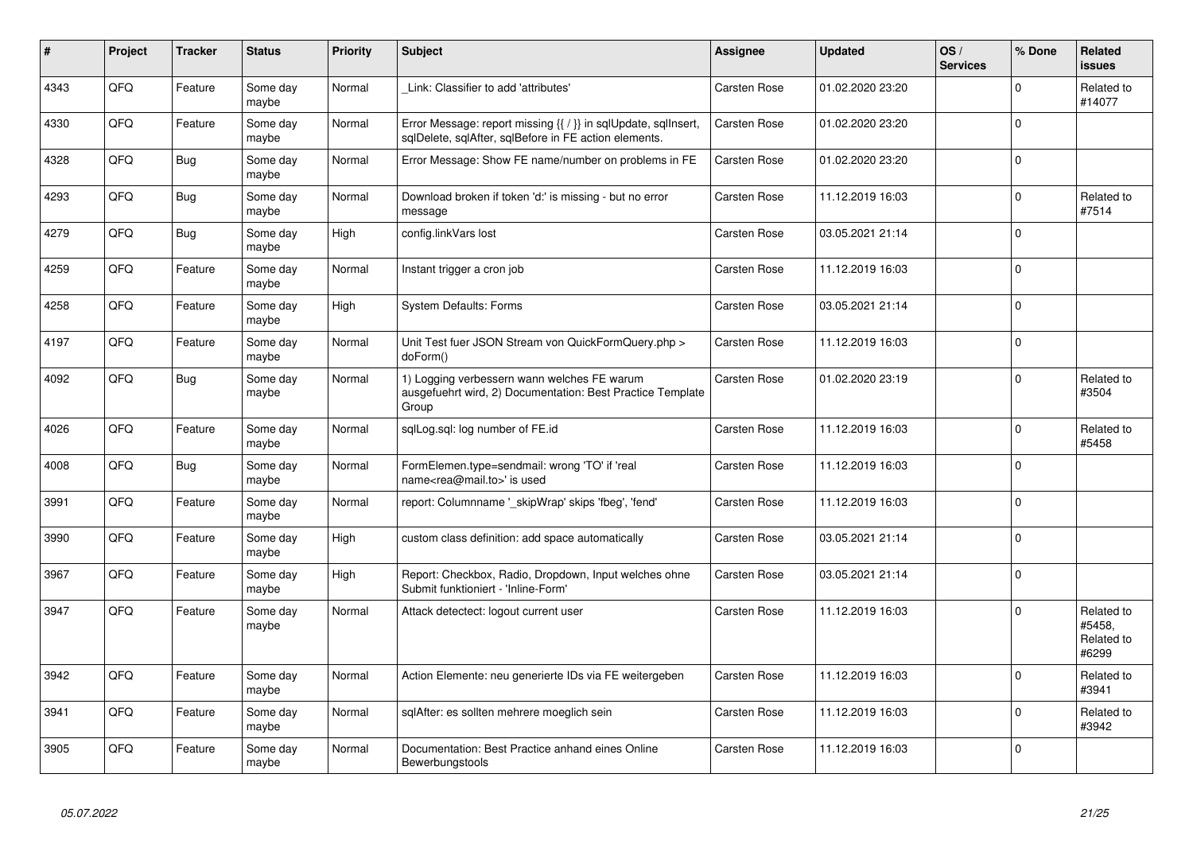| # | Project | Tracker | Status | Priority | Subject | Assignee | Updated | OS / Services | % Done | Related issues |
|---|---|---|---|---|---|---|---|---|---|---|
| 4343 | QFQ | Feature | Some day maybe | Normal | _Link: Classifier to add 'attributes' | Carsten Rose | 01.02.2020 23:20 | | 0 | Related to #14077 |
| 4330 | QFQ | Feature | Some day maybe | Normal | Error Message: report missing {{ / }} in sqlUpdate, sqlInsert, sqlDelete, sqlAfter, sqlBefore in FE action elements. | Carsten Rose | 01.02.2020 23:20 | | 0 | |
| 4328 | QFQ | Bug | Some day maybe | Normal | Error Message: Show FE name/number on problems in FE | Carsten Rose | 01.02.2020 23:20 | | 0 | |
| 4293 | QFQ | Bug | Some day maybe | Normal | Download broken if token 'd:' is missing - but no error message | Carsten Rose | 11.12.2019 16:03 | | 0 | Related to #7514 |
| 4279 | QFQ | Bug | Some day maybe | High | config.linkVars lost | Carsten Rose | 03.05.2021 21:14 | | 0 | |
| 4259 | QFQ | Feature | Some day maybe | Normal | Instant trigger a cron job | Carsten Rose | 11.12.2019 16:03 | | 0 | |
| 4258 | QFQ | Feature | Some day maybe | High | System Defaults: Forms | Carsten Rose | 03.05.2021 21:14 | | 0 | |
| 4197 | QFQ | Feature | Some day maybe | Normal | Unit Test fuer JSON Stream von QuickFormQuery.php > doForm() | Carsten Rose | 11.12.2019 16:03 | | 0 | |
| 4092 | QFQ | Bug | Some day maybe | Normal | 1) Logging verbessern wann welches FE warum ausgefuehrt wird, 2) Documentation: Best Practice Template Group | Carsten Rose | 01.02.2020 23:19 | | 0 | Related to #3504 |
| 4026 | QFQ | Feature | Some day maybe | Normal | sqlLog.sql: log number of FE.id | Carsten Rose | 11.12.2019 16:03 | | 0 | Related to #5458 |
| 4008 | QFQ | Bug | Some day maybe | Normal | FormElemen.type=sendmail: wrong 'TO' if 'real name<rea@mail.to>' is used | Carsten Rose | 11.12.2019 16:03 | | 0 | |
| 3991 | QFQ | Feature | Some day maybe | Normal | report: Columnname '_skipWrap' skips 'fbeg', 'fend' | Carsten Rose | 11.12.2019 16:03 | | 0 | |
| 3990 | QFQ | Feature | Some day maybe | High | custom class definition: add space automatically | Carsten Rose | 03.05.2021 21:14 | | 0 | |
| 3967 | QFQ | Feature | Some day maybe | High | Report: Checkbox, Radio, Dropdown, Input welches ohne Submit funktioniert - 'Inline-Form' | Carsten Rose | 03.05.2021 21:14 | | 0 | |
| 3947 | QFQ | Feature | Some day maybe | Normal | Attack detectect: logout current user | Carsten Rose | 11.12.2019 16:03 | | 0 | Related to #5458, Related to #6299 |
| 3942 | QFQ | Feature | Some day maybe | Normal | Action Elemente: neu generierte IDs via FE weitergeben | Carsten Rose | 11.12.2019 16:03 | | 0 | Related to #3941 |
| 3941 | QFQ | Feature | Some day maybe | Normal | sqlAfter: es sollten mehrere moeglich sein | Carsten Rose | 11.12.2019 16:03 | | 0 | Related to #3942 |
| 3905 | QFQ | Feature | Some day maybe | Normal | Documentation: Best Practice anhand eines Online Bewerbungstools | Carsten Rose | 11.12.2019 16:03 | | 0 | |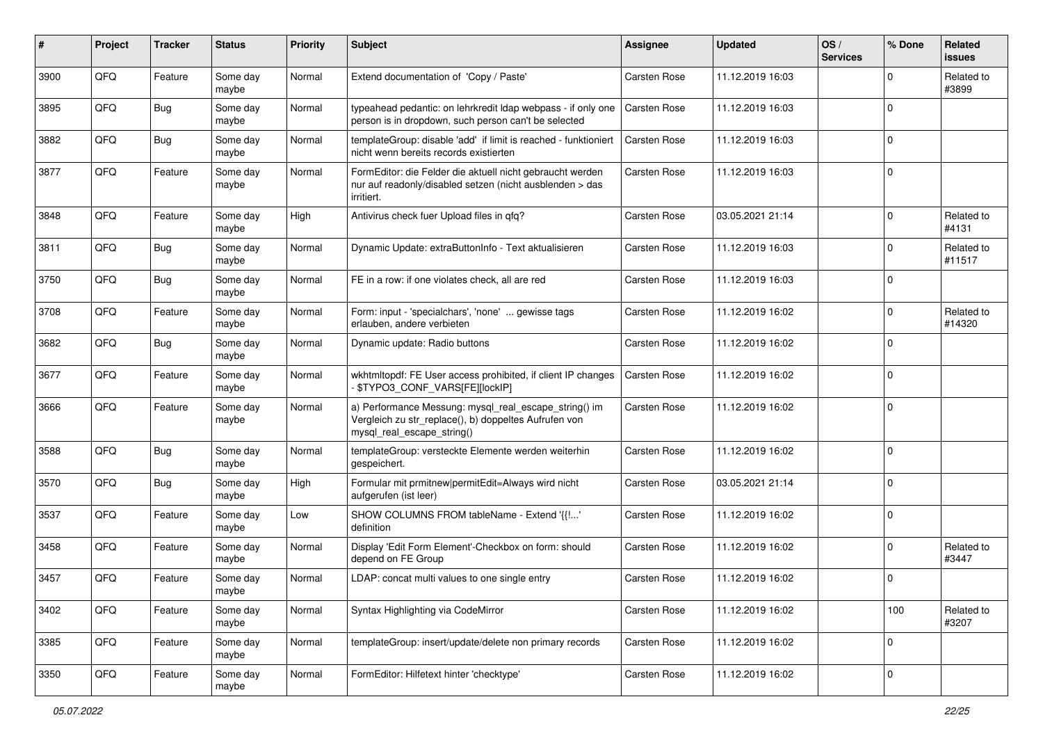| # | Project | Tracker | Status | Priority | Subject | Assignee | Updated | OS / Services | % Done | Related issues |
|---|---|---|---|---|---|---|---|---|---|---|
| 3900 | QFQ | Feature | Some day maybe | Normal | Extend documentation of 'Copy / Paste' | Carsten Rose | 11.12.2019 16:03 | | 0 | Related to #3899 |
| 3895 | QFQ | Bug | Some day maybe | Normal | typeahead pedantic: on lehrkredit ldap webpass - if only one person is in dropdown, such person can't be selected | Carsten Rose | 11.12.2019 16:03 | | 0 | |
| 3882 | QFQ | Bug | Some day maybe | Normal | templateGroup: disable 'add' if limit is reached - funktioniert nicht wenn bereits records existierten | Carsten Rose | 11.12.2019 16:03 | | 0 | |
| 3877 | QFQ | Feature | Some day maybe | Normal | FormEditor: die Felder die aktuell nicht gebraucht werden nur auf readonly/disabled setzen (nicht ausblenden > das irritiert. | Carsten Rose | 11.12.2019 16:03 | | 0 | |
| 3848 | QFQ | Feature | Some day maybe | High | Antivirus check fuer Upload files in qfq? | Carsten Rose | 03.05.2021 21:14 | | 0 | Related to #4131 |
| 3811 | QFQ | Bug | Some day maybe | Normal | Dynamic Update: extraButtonInfo - Text aktualisieren | Carsten Rose | 11.12.2019 16:03 | | 0 | Related to #11517 |
| 3750 | QFQ | Bug | Some day maybe | Normal | FE in a row: if one violates check, all are red | Carsten Rose | 11.12.2019 16:03 | | 0 | |
| 3708 | QFQ | Feature | Some day maybe | Normal | Form: input - 'specialchars', 'none' ... gewisse tags erlauben, andere verbieten | Carsten Rose | 11.12.2019 16:02 | | 0 | Related to #14320 |
| 3682 | QFQ | Bug | Some day maybe | Normal | Dynamic update: Radio buttons | Carsten Rose | 11.12.2019 16:02 | | 0 | |
| 3677 | QFQ | Feature | Some day maybe | Normal | wkhtmltopdf: FE User access prohibited, if client IP changes - $TYPO3_CONF_VARS[FE][lockIP] | Carsten Rose | 11.12.2019 16:02 | | 0 | |
| 3666 | QFQ | Feature | Some day maybe | Normal | a) Performance Messung: mysql_real_escape_string() im Vergleich zu str_replace(), b) doppeltes Aufrufen von mysql_real_escape_string() | Carsten Rose | 11.12.2019 16:02 | | 0 | |
| 3588 | QFQ | Bug | Some day maybe | Normal | templateGroup: versteckte Elemente werden weiterhin gespeichert. | Carsten Rose | 11.12.2019 16:02 | | 0 | |
| 3570 | QFQ | Bug | Some day maybe | High | Formular mit prmitnew\|permitEdit=Always wird nicht aufgerufen (ist leer) | Carsten Rose | 03.05.2021 21:14 | | 0 | |
| 3537 | QFQ | Feature | Some day maybe | Low | SHOW COLUMNS FROM tableName - Extend '{{!...' definition | Carsten Rose | 11.12.2019 16:02 | | 0 | |
| 3458 | QFQ | Feature | Some day maybe | Normal | Display 'Edit Form Element'-Checkbox on form: should depend on FE Group | Carsten Rose | 11.12.2019 16:02 | | 0 | Related to #3447 |
| 3457 | QFQ | Feature | Some day maybe | Normal | LDAP: concat multi values to one single entry | Carsten Rose | 11.12.2019 16:02 | | 0 | |
| 3402 | QFQ | Feature | Some day maybe | Normal | Syntax Highlighting via CodeMirror | Carsten Rose | 11.12.2019 16:02 | | 100 | Related to #3207 |
| 3385 | QFQ | Feature | Some day maybe | Normal | templateGroup: insert/update/delete non primary records | Carsten Rose | 11.12.2019 16:02 | | 0 | |
| 3350 | QFQ | Feature | Some day maybe | Normal | FormEditor: Hilfetext hinter 'checktype' | Carsten Rose | 11.12.2019 16:02 | | 0 | |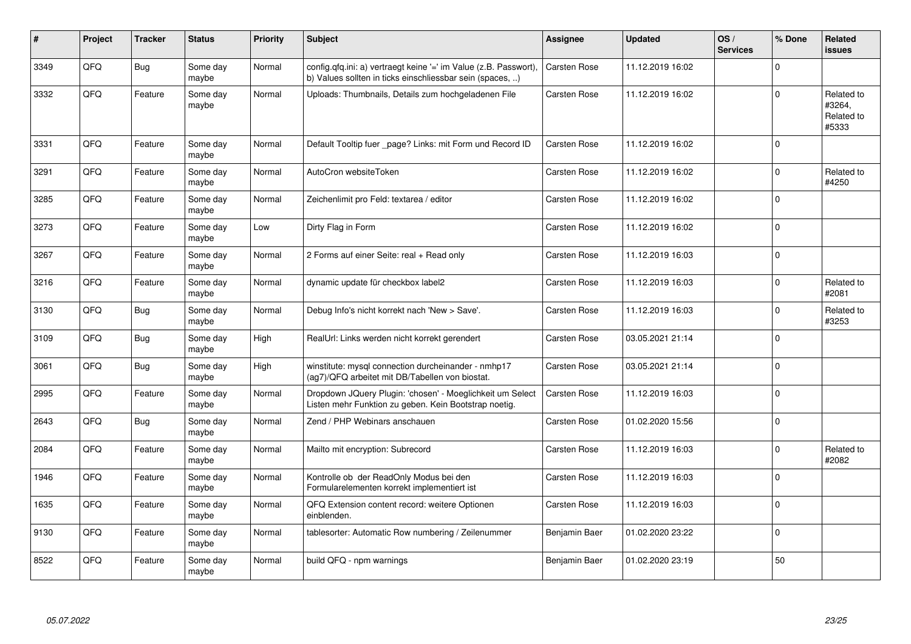| # | Project | Tracker | Status | Priority | Subject | Assignee | Updated | OS / Services | % Done | Related issues |
|---|---|---|---|---|---|---|---|---|---|---|
| 3349 | QFQ | Bug | Some day maybe | Normal | config.qfq.ini: a) vertraegt keine '=' im Value (z.B. Passwort), b) Values sollten in ticks einschliessbar sein (spaces, ..) | Carsten Rose | 11.12.2019 16:02 | | 0 | |
| 3332 | QFQ | Feature | Some day maybe | Normal | Uploads: Thumbnails, Details zum hochgeladenen File | Carsten Rose | 11.12.2019 16:02 | | 0 | Related to #3264, Related to #5333 |
| 3331 | QFQ | Feature | Some day maybe | Normal | Default Tooltip fuer _page? Links: mit Form und Record ID | Carsten Rose | 11.12.2019 16:02 | | 0 | |
| 3291 | QFQ | Feature | Some day maybe | Normal | AutoCron websiteToken | Carsten Rose | 11.12.2019 16:02 | | 0 | Related to #4250 |
| 3285 | QFQ | Feature | Some day maybe | Normal | Zeichenlimit pro Feld: textarea / editor | Carsten Rose | 11.12.2019 16:02 | | 0 | |
| 3273 | QFQ | Feature | Some day maybe | Low | Dirty Flag in Form | Carsten Rose | 11.12.2019 16:02 | | 0 | |
| 3267 | QFQ | Feature | Some day maybe | Normal | 2 Forms auf einer Seite: real + Read only | Carsten Rose | 11.12.2019 16:03 | | 0 | |
| 3216 | QFQ | Feature | Some day maybe | Normal | dynamic update für checkbox label2 | Carsten Rose | 11.12.2019 16:03 | | 0 | Related to #2081 |
| 3130 | QFQ | Bug | Some day maybe | Normal | Debug Info's nicht korrekt nach 'New > Save'. | Carsten Rose | 11.12.2019 16:03 | | 0 | Related to #3253 |
| 3109 | QFQ | Bug | Some day maybe | High | RealUrl: Links werden nicht korrekt gerendert | Carsten Rose | 03.05.2021 21:14 | | 0 | |
| 3061 | QFQ | Bug | Some day maybe | High | winstitute: mysql connection durcheinander - nmhp17 (ag7)/QFQ arbeitet mit DB/Tabellen von biostat. | Carsten Rose | 03.05.2021 21:14 | | 0 | |
| 2995 | QFQ | Feature | Some day maybe | Normal | Dropdown JQuery Plugin: 'chosen' - Moeglichkeit um Select Listen mehr Funktion zu geben. Kein Bootstrap noetig. | Carsten Rose | 11.12.2019 16:03 | | 0 | |
| 2643 | QFQ | Bug | Some day maybe | Normal | Zend / PHP Webinars anschauen | Carsten Rose | 01.02.2020 15:56 | | 0 | |
| 2084 | QFQ | Feature | Some day maybe | Normal | Mailto mit encryption: Subrecord | Carsten Rose | 11.12.2019 16:03 | | 0 | Related to #2082 |
| 1946 | QFQ | Feature | Some day maybe | Normal | Kontrolle ob der ReadOnly Modus bei den Formularelementen korrekt implementiert ist | Carsten Rose | 11.12.2019 16:03 | | 0 | |
| 1635 | QFQ | Feature | Some day maybe | Normal | QFQ Extension content record: weitere Optionen einblenden. | Carsten Rose | 11.12.2019 16:03 | | 0 | |
| 9130 | QFQ | Feature | Some day maybe | Normal | tablesorter: Automatic Row numbering / Zeilenummer | Benjamin Baer | 01.02.2020 23:22 | | 0 | |
| 8522 | QFQ | Feature | Some day maybe | Normal | build QFQ - npm warnings | Benjamin Baer | 01.02.2020 23:19 | | 50 | |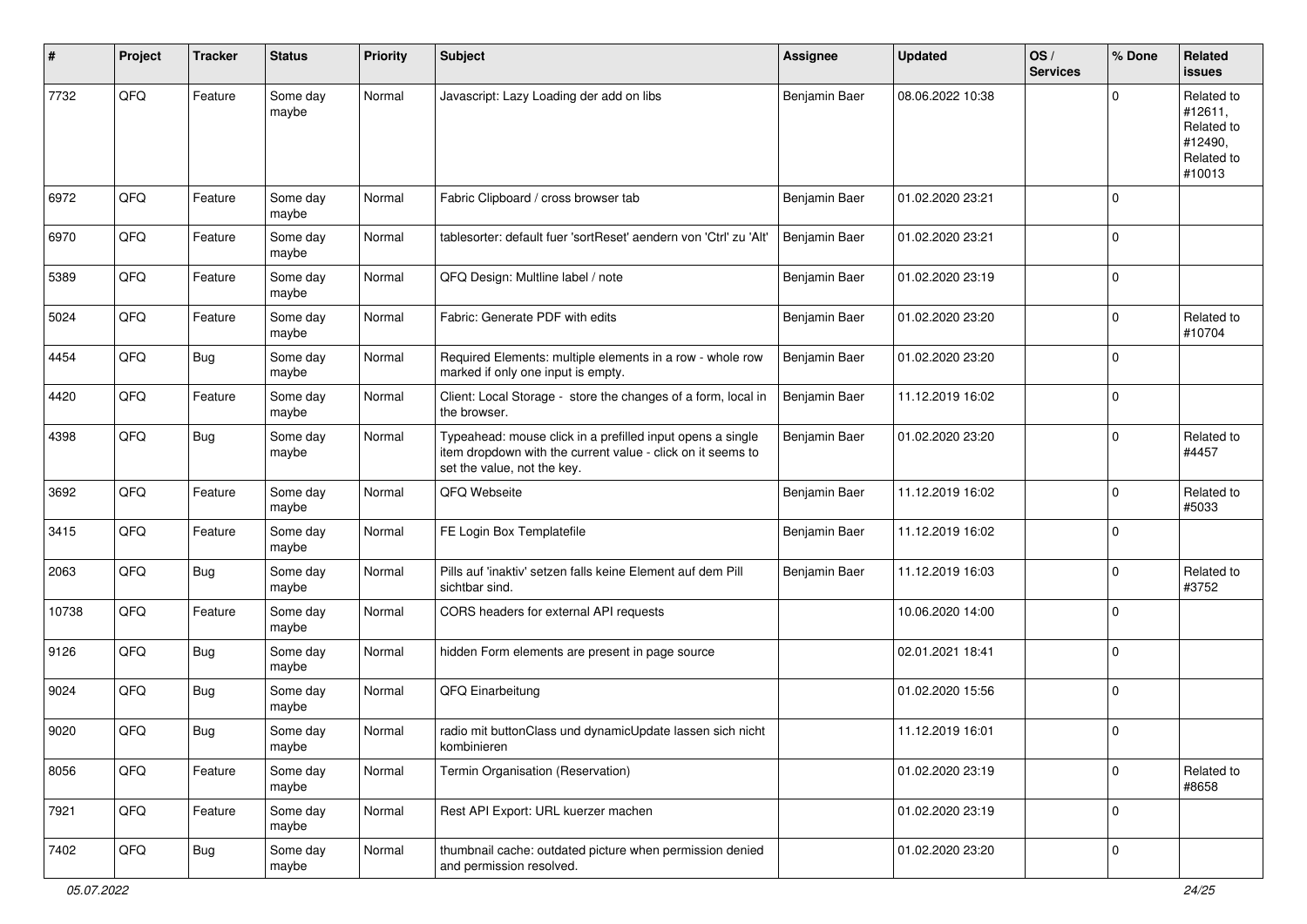| # | Project | Tracker | Status | Priority | Subject | Assignee | Updated | OS / Services | % Done | Related issues |
|---|---|---|---|---|---|---|---|---|---|---|
| 7732 | QFQ | Feature | Some day maybe | Normal | Javascript: Lazy Loading der add on libs | Benjamin Baer | 08.06.2022 10:38 | | 0 | Related to #12611, Related to #12490, Related to #10013 |
| 6972 | QFQ | Feature | Some day maybe | Normal | Fabric Clipboard / cross browser tab | Benjamin Baer | 01.02.2020 23:21 | | 0 | |
| 6970 | QFQ | Feature | Some day maybe | Normal | tablesorter: default fuer 'sortReset' aendern von 'Ctrl' zu 'Alt' | Benjamin Baer | 01.02.2020 23:21 | | 0 | |
| 5389 | QFQ | Feature | Some day maybe | Normal | QFQ Design: Multline label / note | Benjamin Baer | 01.02.2020 23:19 | | 0 | |
| 5024 | QFQ | Feature | Some day maybe | Normal | Fabric: Generate PDF with edits | Benjamin Baer | 01.02.2020 23:20 | | 0 | Related to #10704 |
| 4454 | QFQ | Bug | Some day maybe | Normal | Required Elements: multiple elements in a row - whole row marked if only one input is empty. | Benjamin Baer | 01.02.2020 23:20 | | 0 | |
| 4420 | QFQ | Feature | Some day maybe | Normal | Client: Local Storage - store the changes of a form, local in the browser. | Benjamin Baer | 11.12.2019 16:02 | | 0 | |
| 4398 | QFQ | Bug | Some day maybe | Normal | Typeahead: mouse click in a prefilled input opens a single item dropdown with the current value - click on it seems to set the value, not the key. | Benjamin Baer | 01.02.2020 23:20 | | 0 | Related to #4457 |
| 3692 | QFQ | Feature | Some day maybe | Normal | QFQ Webseite | Benjamin Baer | 11.12.2019 16:02 | | 0 | Related to #5033 |
| 3415 | QFQ | Feature | Some day maybe | Normal | FE Login Box Templatefile | Benjamin Baer | 11.12.2019 16:02 | | 0 | |
| 2063 | QFQ | Bug | Some day maybe | Normal | Pills auf 'inaktiv' setzen falls keine Element auf dem Pill sichtbar sind. | Benjamin Baer | 11.12.2019 16:03 | | 0 | Related to #3752 |
| 10738 | QFQ | Feature | Some day maybe | Normal | CORS headers for external API requests | | 10.06.2020 14:00 | | 0 | |
| 9126 | QFQ | Bug | Some day maybe | Normal | hidden Form elements are present in page source | | 02.01.2021 18:41 | | 0 | |
| 9024 | QFQ | Bug | Some day maybe | Normal | QFQ Einarbeitung | | 01.02.2020 15:56 | | 0 | |
| 9020 | QFQ | Bug | Some day maybe | Normal | radio mit buttonClass und dynamicUpdate lassen sich nicht kombinieren | | 11.12.2019 16:01 | | 0 | |
| 8056 | QFQ | Feature | Some day maybe | Normal | Termin Organisation (Reservation) | | 01.02.2020 23:19 | | 0 | Related to #8658 |
| 7921 | QFQ | Feature | Some day maybe | Normal | Rest API Export: URL kuerzer machen | | 01.02.2020 23:19 | | 0 | |
| 7402 | QFQ | Bug | Some day maybe | Normal | thumbnail cache: outdated picture when permission denied and permission resolved. | | 01.02.2020 23:20 | | 0 | |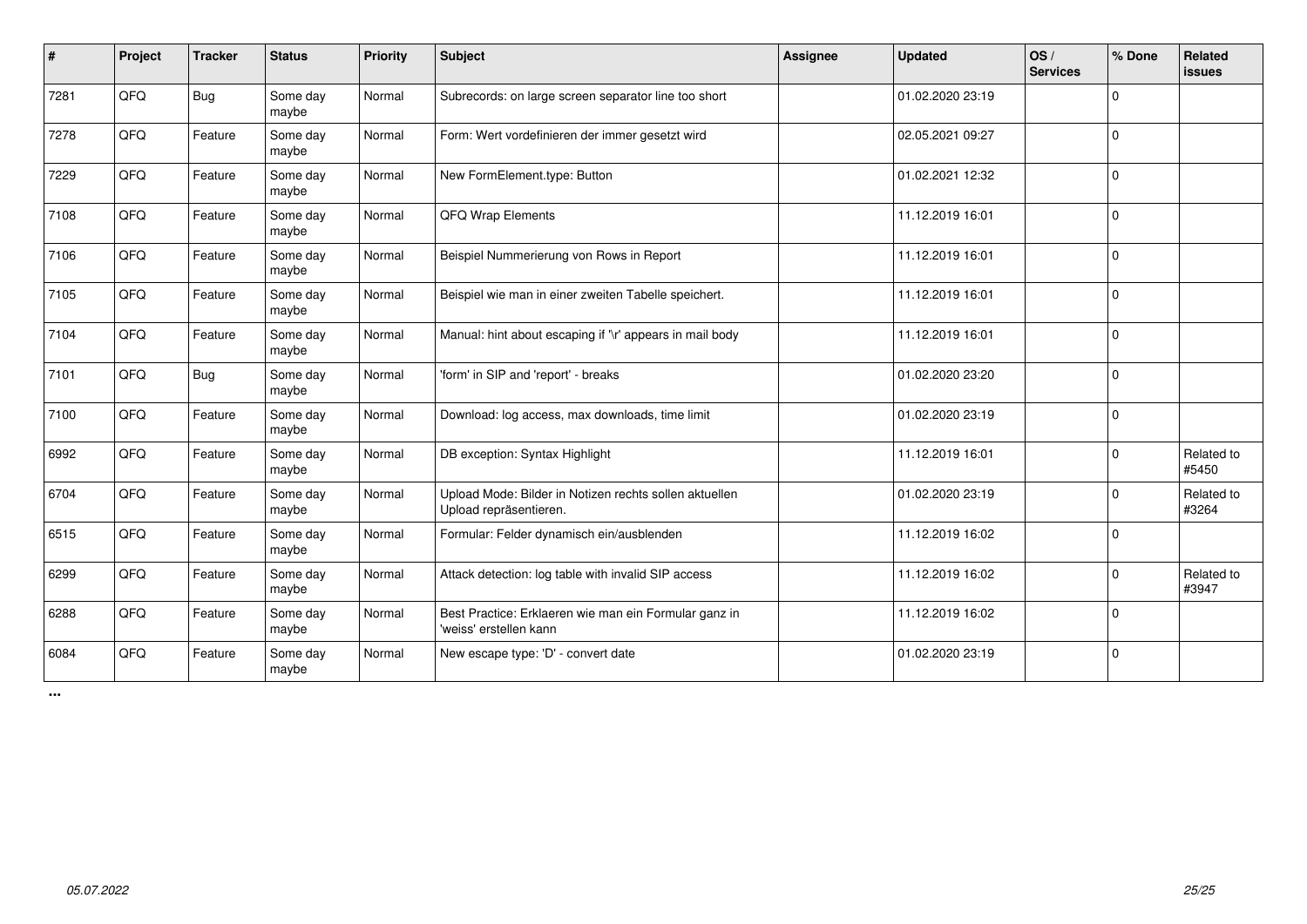| # | Project | Tracker | Status | Priority | Subject | Assignee | Updated | OS / Services | % Done | Related issues |
|---|---|---|---|---|---|---|---|---|---|---|
| 7281 | QFQ | Bug | Some day maybe | Normal | Subrecords: on large screen separator line too short | | 01.02.2020 23:19 | | 0 | |
| 7278 | QFQ | Feature | Some day maybe | Normal | Form: Wert vordefinieren der immer gesetzt wird | | 02.05.2021 09:27 | | 0 | |
| 7229 | QFQ | Feature | Some day maybe | Normal | New FormElement.type: Button | | 01.02.2021 12:32 | | 0 | |
| 7108 | QFQ | Feature | Some day maybe | Normal | QFQ Wrap Elements | | 11.12.2019 16:01 | | 0 | |
| 7106 | QFQ | Feature | Some day maybe | Normal | Beispiel Nummerierung von Rows in Report | | 11.12.2019 16:01 | | 0 | |
| 7105 | QFQ | Feature | Some day maybe | Normal | Beispiel wie man in einer zweiten Tabelle speichert. | | 11.12.2019 16:01 | | 0 | |
| 7104 | QFQ | Feature | Some day maybe | Normal | Manual: hint about escaping if '\r' appears in mail body | | 11.12.2019 16:01 | | 0 | |
| 7101 | QFQ | Bug | Some day maybe | Normal | 'form' in SIP and 'report' - breaks | | 01.02.2020 23:20 | | 0 | |
| 7100 | QFQ | Feature | Some day maybe | Normal | Download: log access, max downloads, time limit | | 01.02.2020 23:19 | | 0 | |
| 6992 | QFQ | Feature | Some day maybe | Normal | DB exception: Syntax Highlight | | 11.12.2019 16:01 | | 0 | Related to #5450 |
| 6704 | QFQ | Feature | Some day maybe | Normal | Upload Mode: Bilder in Notizen rechts sollen aktuellen Upload repräsentieren. | | 01.02.2020 23:19 | | 0 | Related to #3264 |
| 6515 | QFQ | Feature | Some day maybe | Normal | Formular: Felder dynamisch ein/ausblenden | | 11.12.2019 16:02 | | 0 | |
| 6299 | QFQ | Feature | Some day maybe | Normal | Attack detection: log table with invalid SIP access | | 11.12.2019 16:02 | | 0 | Related to #3947 |
| 6288 | QFQ | Feature | Some day maybe | Normal | Best Practice: Erklaeren wie man ein Formular ganz in 'weiss' erstellen kann | | 11.12.2019 16:02 | | 0 | |
| 6084 | QFQ | Feature | Some day maybe | Normal | New escape type: 'D' - convert date | | 01.02.2020 23:19 | | 0 | |

...